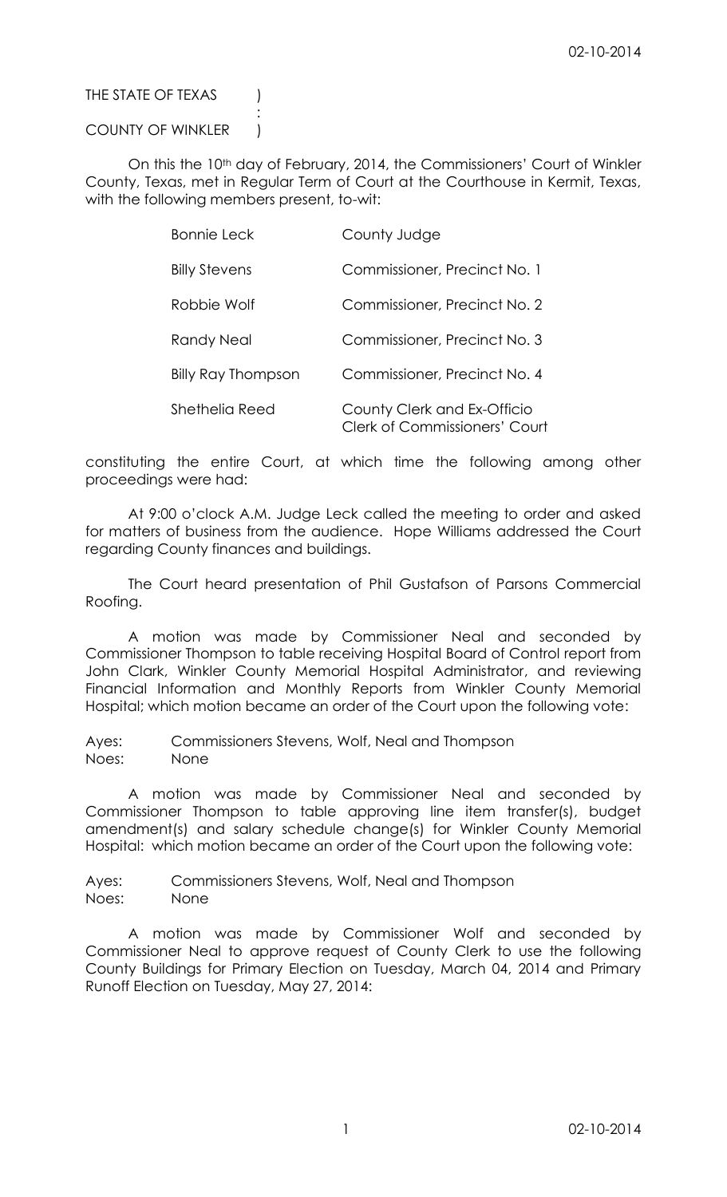THE STATE OF TEXAS )
:
COUNTY OF WINKLER )

On this the 10th day of February, 2014, the Commissioners' Court of Winkler County, Texas, met in Regular Term of Court at the Courthouse in Kermit, Texas, with the following members present, to-wit:

| | |
|---|---|
| Bonnie Leck | County Judge |
| Billy Stevens | Commissioner, Precinct No. 1 |
| Robbie Wolf | Commissioner, Precinct No. 2 |
| Randy Neal | Commissioner, Precinct No. 3 |
| Billy Ray Thompson | Commissioner, Precinct No. 4 |
| Shethelia Reed | County Clerk and Ex-Officio Clerk of Commissioners' Court |

constituting the entire Court, at which time the following among other proceedings were had:

At 9:00 o'clock A.M. Judge Leck called the meeting to order and asked for matters of business from the audience. Hope Williams addressed the Court regarding County finances and buildings.

The Court heard presentation of Phil Gustafson of Parsons Commercial Roofing.

A motion was made by Commissioner Neal and seconded by Commissioner Thompson to table receiving Hospital Board of Control report from John Clark, Winkler County Memorial Hospital Administrator, and reviewing Financial Information and Monthly Reports from Winkler County Memorial Hospital; which motion became an order of the Court upon the following vote:

Ayes: Commissioners Stevens, Wolf, Neal and Thompson
Noes: None

A motion was made by Commissioner Neal and seconded by Commissioner Thompson to table approving line item transfer(s), budget amendment(s) and salary schedule change(s) for Winkler County Memorial Hospital: which motion became an order of the Court upon the following vote:

Ayes: Commissioners Stevens, Wolf, Neal and Thompson
Noes: None

A motion was made by Commissioner Wolf and seconded by Commissioner Neal to approve request of County Clerk to use the following County Buildings for Primary Election on Tuesday, March 04, 2014 and Primary Runoff Election on Tuesday, May 27, 2014: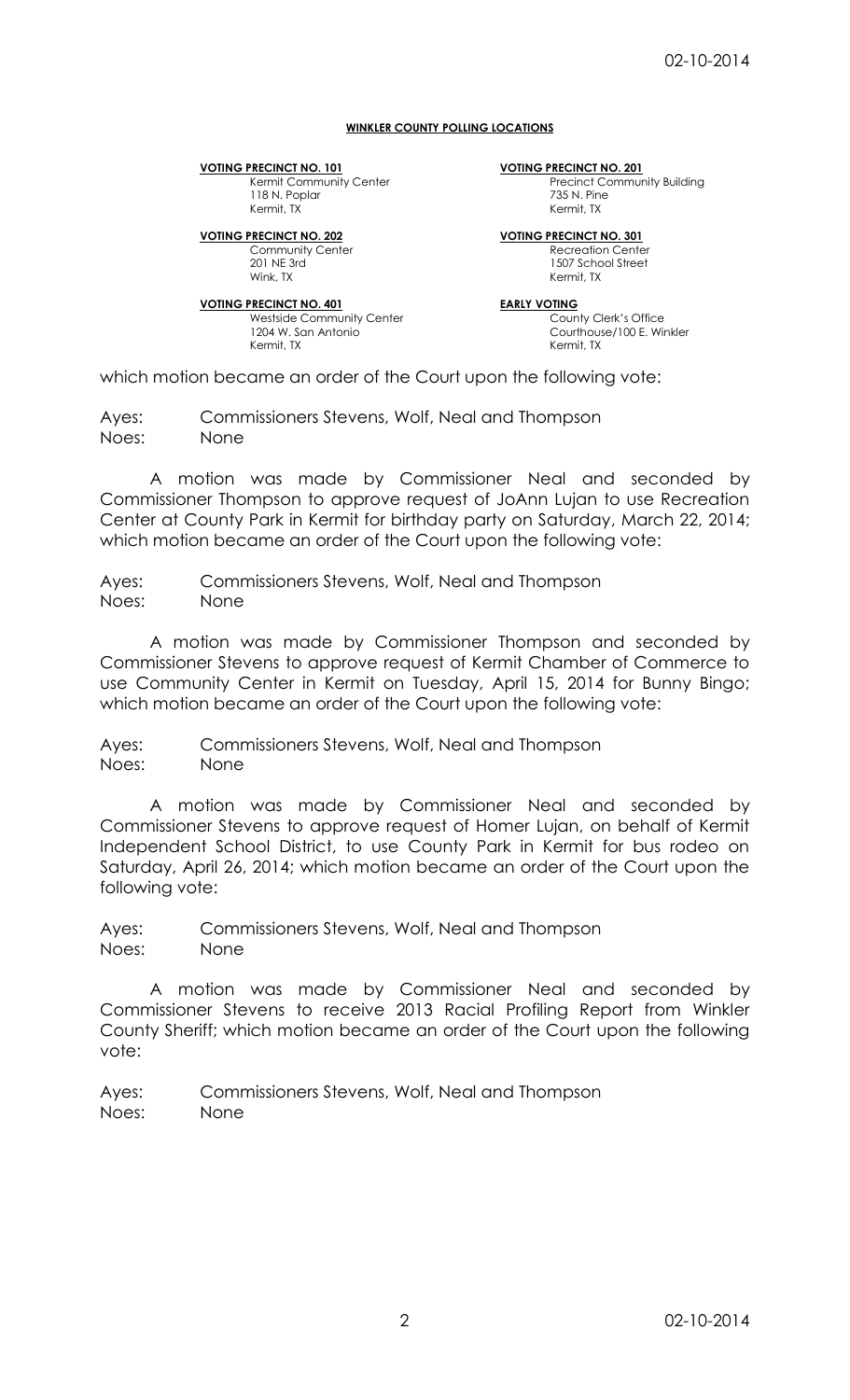**WINKLER COUNTY POLLING LOCATIONS**

**VOTING PRECINCT NO. 101**
Kermit Community Center
118 N. Poplar
Kermit, TX

**VOTING PRECINCT NO. 201**
Precinct Community Building
735 N. Pine
Kermit, TX

**VOTING PRECINCT NO. 202**
Community Center
201 NE 3rd
Wink, TX

**VOTING PRECINCT NO. 301**
Recreation Center
1507 School Street
Kermit, TX

**VOTING PRECINCT NO. 401**
Westside Community Center
1204 W. San Antonio
Kermit, TX

**EARLY VOTING**
County Clerk's Office
Courthouse/100 E. Winkler
Kermit, TX

which motion became an order of the Court upon the following vote:

Ayes: Commissioners Stevens, Wolf, Neal and Thompson
Noes: None

A motion was made by Commissioner Neal and seconded by Commissioner Thompson to approve request of JoAnn Lujan to use Recreation Center at County Park in Kermit for birthday party on Saturday, March 22, 2014; which motion became an order of the Court upon the following vote:

Ayes: Commissioners Stevens, Wolf, Neal and Thompson
Noes: None

A motion was made by Commissioner Thompson and seconded by Commissioner Stevens to approve request of Kermit Chamber of Commerce to use Community Center in Kermit on Tuesday, April 15, 2014 for Bunny Bingo; which motion became an order of the Court upon the following vote:

Ayes: Commissioners Stevens, Wolf, Neal and Thompson
Noes: None

A motion was made by Commissioner Neal and seconded by Commissioner Stevens to approve request of Homer Lujan, on behalf of Kermit Independent School District, to use County Park in Kermit for bus rodeo on Saturday, April 26, 2014; which motion became an order of the Court upon the following vote:

Ayes: Commissioners Stevens, Wolf, Neal and Thompson
Noes: None

A motion was made by Commissioner Neal and seconded by Commissioner Stevens to receive 2013 Racial Profiling Report from Winkler County Sheriff; which motion became an order of the Court upon the following vote:

Ayes: Commissioners Stevens, Wolf, Neal and Thompson
Noes: None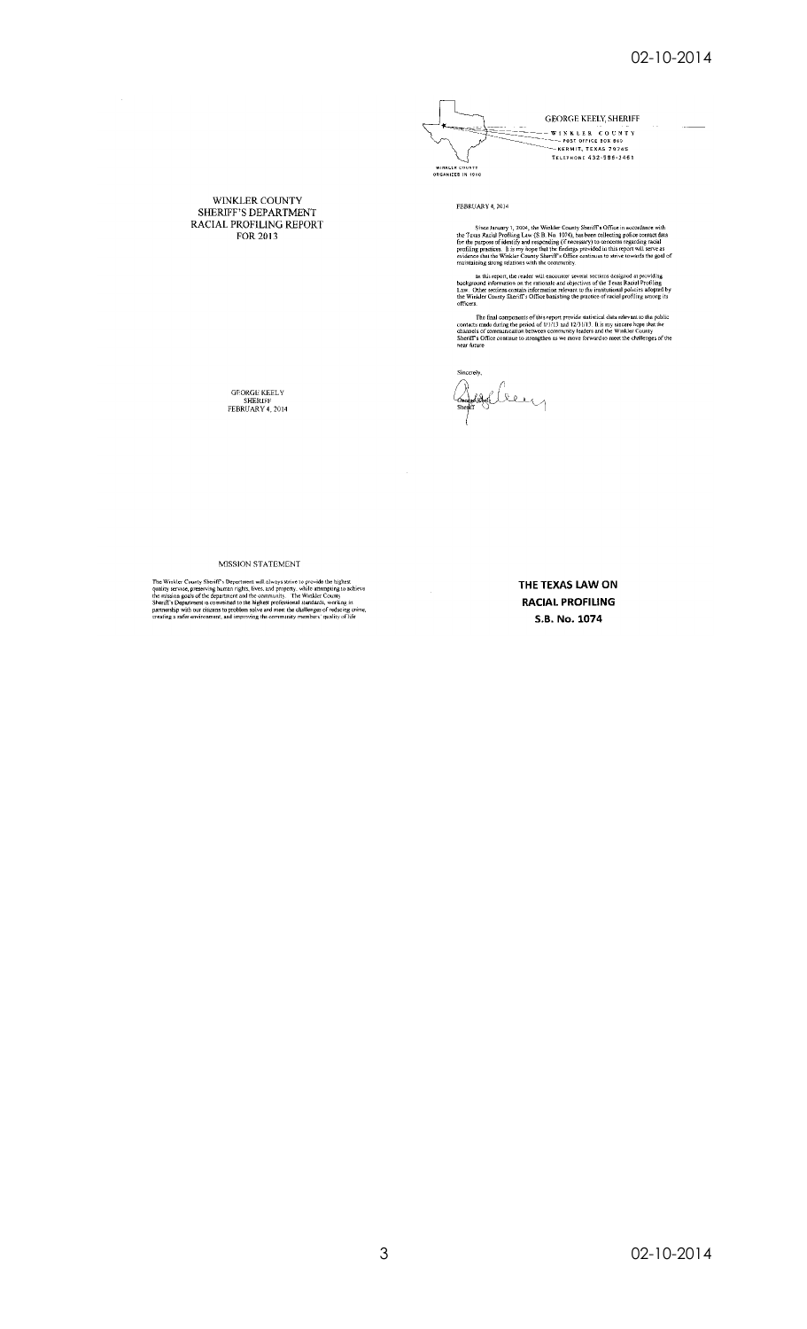# WINKLER COUNTY SHERIFF'S DEPARTMENT RACIAL PROFILING REPORT FOR 2013

GEORGE KEELY
SHERIFF
FEBRUARY 4, 2014

GEORGE KEELY, SHERIFF
WINKLER COUNTY
POST OFFICE BOX 860
KERMIT, TEXAS 79745
TELEPHONE 432-586-3461

WINKLER COUNTY
ORGANIZED IN 1910

FEBRUARY 4, 2014

Since January 1, 2004, the Winkler County Sheriff's Office in accordance with the Texas Racial Profiling Law (S.B. No. 1074), has been collecting police contact data for the purpose of identify and responding (if necessary) to concerns regarding racial profiling practices. It is my hope that the findings provided in this report will serve as evidence that the Winkler County Sheriff's Office continues to strive towards the goal of maintaining strong relations with the community.

In this report, the reader will encounter several sections designed at providing background information on the rationale and objectives of the Texas Racial Profiling Law. Other sections contain information relevant to the institutional policies adopted by the Winkler County Sheriff's Office banishing the practice of racial profiling among its officers.

The final components of this report provide statistical data relevant to the public contacts made during the period of 1/1/13 and 12/31/13. It is my sincere hope that the channels of communication between community leaders and the Winkler County Sheriff's Office continue to strengthen as we move forward to meet the challenges of the near future.

Sincerely,

George Keely
Sheriff

## MISSION STATEMENT

The Winkler County Sheriff's Department will always strive to provide the highest quality service, preserving human rights, lives, and property, while attempting to achieve the mission goals of the department and the community. The Winkler County Sheriff's Department is committed to the highest professional standards, working in partnership with our citizens to problem solve and meet the challenges of reducing crime, creating a safer environment, and improving the community members' quality of life.

## THE TEXAS LAW ON RACIAL PROFILING S.B. No. 1074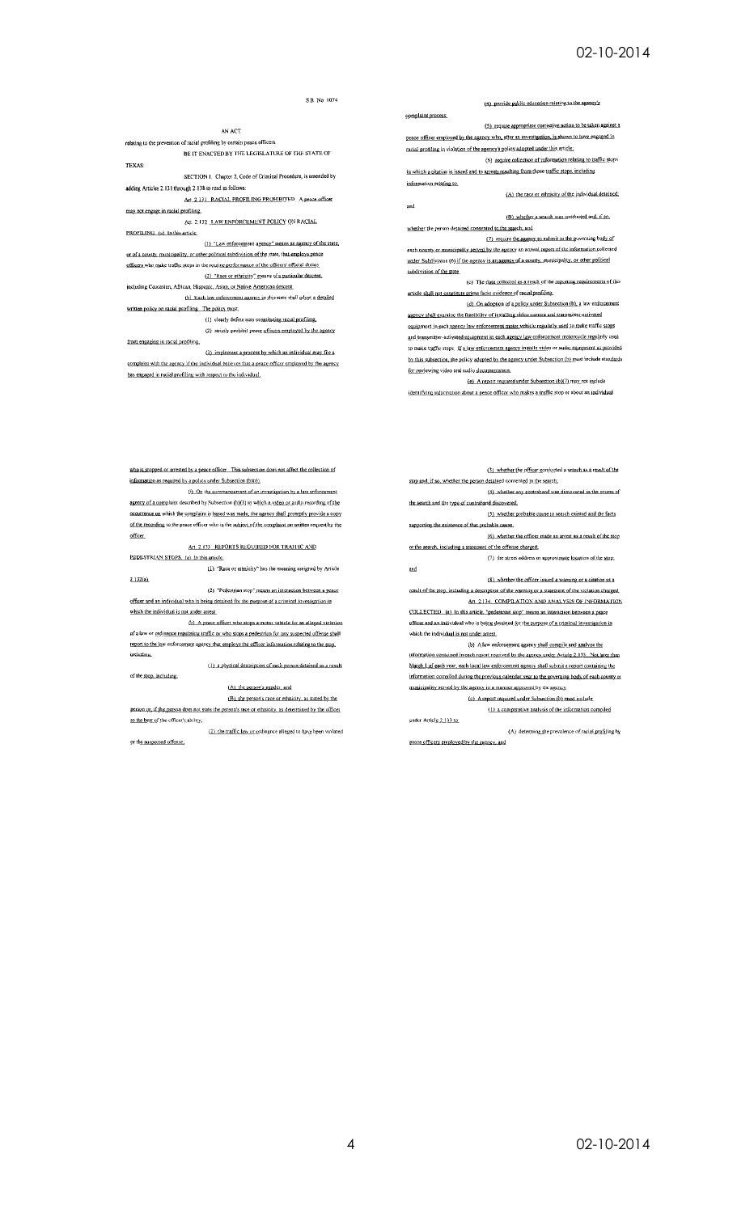S.B. No. 1074

AN ACT

relating to the prevention of racial profiling by certain peace officers.

BE IT ENACTED BY THE LEGISLATURE OF THE STATE OF TEXAS:

SECTION 1. Chapter 2, Code of Criminal Procedure, is amended by adding Articles 2.131 through 2.138 to read as follows:

Art. 2.131. RACIAL PROFILING PROHIBITED. A peace officer may not engage in racial profiling.

Art. 2.132. LAW ENFORCEMENT POLICY ON RACIAL PROFILING. (a) In this article:

(1) "Law enforcement agency" means an agency of the state, or of a county, municipality, or other political subdivision of the state, that employs peace officers who make traffic stops in the routine performance of the officers' official duties.

(2) "Race or ethnicity" means of a particular descent, including Caucasian, African, Hispanic, Asian, or Native American descent.

(b) Each law enforcement agency in this state shall adopt a detailed written policy on racial profiling. The policy must:

(1) clearly define acts constituting racial profiling;

(2) strictly prohibit peace officers employed by the agency from engaging in racial profiling;

(3) implement a process by which an individual may file a complaint with the agency if the individual believes that a peace officer employed by the agency has engaged in racial profiling with respect to the individual;

(4) provide public education relating to the agency's complaint process;

(5) require appropriate corrective action to be taken against a peace officer employed by the agency who, after an investigation, is shown to have engaged in racial profiling in violation of the agency's policy adopted under this article;

(6) require collection of information relating to traffic stops in which a citation is issued and to arrests resulting from those traffic stops, including information relating to:

(A) the race or ethnicity of the individual detained; and

(B) whether a search was conducted and, if so, whether the person detained consented to the search; and

(7) require the agency to submit to the governing body of each county or municipality served by the agency an annual report of the information collected under Subdivision (6) if the agency is an agency of a county, municipality, or other political subdivision of the state.

(c) The data collected as a result of the reporting requirements of this article shall not constitute prima facie evidence of racial profiling.

(d) On adoption of a policy under Subsection (b), a law enforcement agency shall examine the feasibility of installing video camera and transmitter-activated equipment in each agency law enforcement motor vehicle regularly used to make traffic stops and transmitter-activated equipment in each agency law enforcement motorcycle regularly used to make traffic stops. If a law enforcement agency installs video or audio equipment as provided by this subsection, the policy adopted by the agency under Subsection (b) must include standards for reviewing video and audio documentation.

(e) A report required under Subsection (b)(7) may not include identifying information about a peace officer who makes a traffic stop or about an individual who is stopped or arrested by a peace officer. This subsection does not affect the collection of information as required by a policy under Subsection (b)(6).

(f) On the commencement of an investigation by a law enforcement agency of a complaint described by Subsection (b)(3) in which a video or audio recording of the occurrence on which the complaint is based was made, the agency shall promptly provide a copy of the recording to the peace officer who is the subject of the complaint on written request by the officer.

Art. 2.133. REPORTS REQUIRED FOR TRAFFIC AND PEDESTRIAN STOPS. (a) In this article:

(1) "Race or ethnicity" has the meaning assigned by Article 2.132(a).

(2) "Pedestrian stop" means an interaction between a peace officer and an individual who is being detained for the purpose of a criminal investigation in which the individual is not under arrest.

(b) A peace officer who stops a motor vehicle for an alleged violation of a law or ordinance regulating traffic or who stops a pedestrian for any suspected offense shall report to the law enforcement agency that employs the officer information relating to the stop, including:

(1) a physical description of each person detained as a result of the stop, including:

(A) the person's gender; and

(B) the person's race or ethnicity, as stated by the person or, if the person does not state the person's race or ethnicity, as determined by the officer to the best of the officer's ability;

(2) the traffic law or ordinance alleged to have been violated or the suspected offense;

(3) whether the officer conducted a search as a result of the stop and, if so, whether the person detained consented to the search;

(4) whether any contraband was discovered in the course of the search and the type of contraband discovered;

(5) whether probable cause to search existed and the facts supporting the existence of that probable cause;

(6) whether the officer made an arrest as a result of the stop or the search, including a statement of the offense charged;

(7) the street address or approximate location of the stop; and

(8) whether the officer issued a warning or a citation as a result of the stop, including a description of the warning or a statement of the violation charged.

Art. 2.134. COMPILATION AND ANALYSIS OF INFORMATION COLLECTED. (a) In this article, "pedestrian stop" means an interaction between a peace officer and an individual who is being detained for the purpose of a criminal investigation in which the individual is not under arrest.

(b) A law enforcement agency shall compile and analyze the information contained in each report received by the agency under Article 2.133. Not later than March 1 of each year, each local law enforcement agency shall submit a report containing the information compiled during the previous calendar year to the governing body of each county or municipality served by the agency in a manner approved by the agency.

(c) A report required under Subsection (b) must include:

(1) a comparative analysis of the information compiled under Article 2.133 to:

(A) determine the prevalence of racial profiling by peace officers employed by the agency; and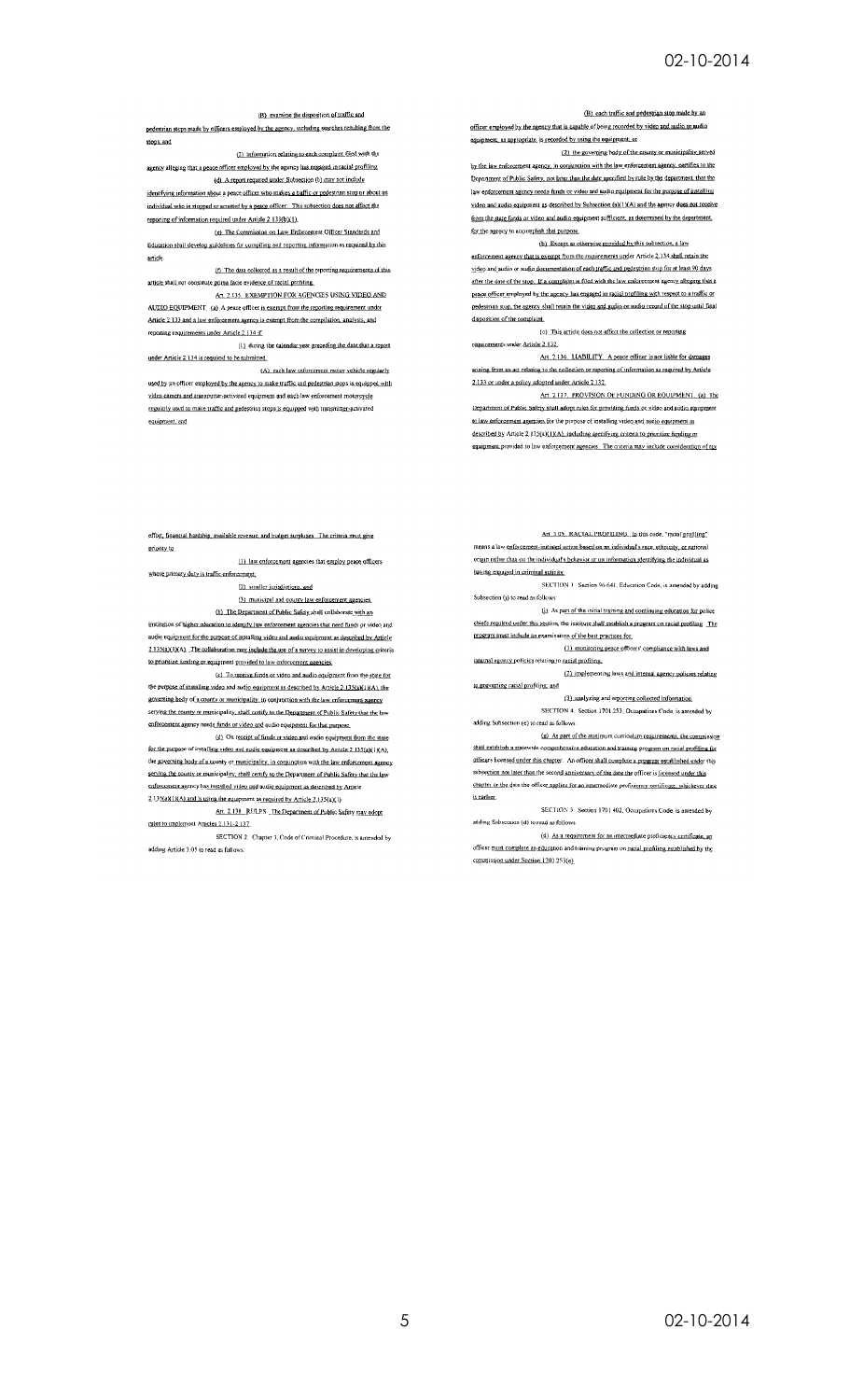(B) examine the disposition of traffic and pedestrian stops made by officers employed by the agency, including searches resulting from the stops; and

(3) information relating to each complaint filed with the agency alleging that a peace officer employed by the agency has engaged in racial profiling.

(d) A report required under Subsection (b) may not include identifying information about a peace officer who makes a traffic or pedestrian stop or about an individual who is stopped or arrested by a peace officer. This subsection does not affect the reporting of information required under Article 2.133(b)(1).

(e) The Commission on Law Enforcement Officer Standards and Education shall develop guidelines for compiling and reporting information as required by this article.

(f) The data collected as a result of the reporting requirements of this article shall not constitute prima facie evidence of racial profiling.

Art. 2.135. EXEMPTION FOR AGENCIES USING VIDEO AND AUDIO EQUIPMENT. (a) A peace officer is exempt from the reporting requirement under Article 2.133 and a law enforcement agency is exempt from the compilation, analysis, and reporting requirements under Article 2.134 if:

(1) during the calendar year preceding the date that a report under Article 2.134 is required to be submitted:

(A) each law enforcement motor vehicle regularly used by an officer employed by the agency to make traffic and pedestrian stops is equipped with video camera and transmitter-activated equipment and each law enforcement motorcycle regularly used to make traffic and pedestrian stops is equipped with transmitter-activated equipment; and

(B) each traffic and pedestrian stop made by an officer employed by the agency that is capable of being recorded by video and audio or audio equipment, as appropriate, is recorded by using the equipment; or

(2) the governing body of the county or municipality served by the law enforcement agency, in conjunction with the law enforcement agency, certifies to the Department of Public Safety, not later than the date specified by rule by the department, that the law enforcement agency needs funds or video and audio equipment for the purpose of installing video and audio equipment as described by Subsection (a)(1)(A) and the agency does not receive from the state funds or video and audio equipment sufficient, as determined by the department, for the agency to accomplish that purpose.

(b) Except as otherwise provided by this subsection, a law enforcement agency that is exempt from the requirements under Article 2.134 shall retain the video and audio or audio documentation of each traffic and pedestrian stop for at least 90 days after the date of the stop. If a complaint is filed with the law enforcement agency alleging that a peace officer employed by the agency has engaged in racial profiling with respect to a traffic or pedestrian stop, the agency shall retain the video and audio or audio record of the stop until final disposition of the complaint.

(c) This article does not affect the collection or reporting requirements under Article 2.132.

Art. 2.136. LIABILITY. A peace officer is not liable for damages arising from an act relating to the collection or reporting of information as required by Article 2.133 or under a policy adopted under Article 2.132.

Art. 2.137. PROVISION OF FUNDING OR EQUIPMENT. (a) The Department of Public Safety shall adopt rules for providing funds or video and audio equipment to law enforcement agencies for the purpose of installing video and audio equipment as described by Article 2.135(a)(1)(A), including specifying criteria to prioritize funding or equipment provided to law enforcement agencies. The criteria may include consideration of tax effort, financial hardship, available revenue, and budget surpluses. The criteria must give priority to:

(1) law enforcement agencies that employ peace officers whose primary duty is traffic enforcement;

(2) smaller jurisdictions; and

(3) municipal and county law enforcement agencies.

(b) The Department of Public Safety shall collaborate with an institution of higher education to identify law enforcement agencies that need funds or video and audio equipment for the purpose of installing video and audio equipment as described by Article 2.135(a)(1)(A). The collaboration may include the use of a survey to assist in developing criteria to prioritize funding or equipment provided to law enforcement agencies.

(c) To receive funds or video and audio equipment from the state for the purpose of installing video and audio equipment as described by Article 2.135(a)(1)(A), the governing body of a county or municipality, in conjunction with the law enforcement agency serving the county or municipality, shall certify to the Department of Public Safety that the law enforcement agency needs funds or video and audio equipment for that purpose.

(d) On receipt of funds or video and audio equipment from the state for the purpose of installing video and audio equipment as described by Article 2.135(a)(1)(A), the governing body of a county or municipality, in conjunction with the law enforcement agency serving the county or municipality, shall certify to the Department of Public Safety that the law enforcement agency has installed video and audio equipment as described by Article 2.135(a)(1)(A) and is using the equipment as required by Article 2.135(a)(1).

Art. 2.138. RULES. The Department of Public Safety may adopt rules to implement Articles 2.131-2.137.

SECTION 2. Chapter 3, Code of Criminal Procedure, is amended by adding Article 3.05 to read as follows:

Art. 3.05. RACIAL PROFILING. In this code, "racial profiling" means a law enforcement-initiated action based on an individual's race, ethnicity, or national origin rather than on the individual's behavior or on information identifying the individual as having engaged in criminal activity.

SECTION 3. Section 96.641, Education Code, is amended by adding Subsection (j) to read as follows:

(j) As part of the initial training and continuing education for police chiefs required under this section, the institute shall establish a program on racial profiling. The program must include an examination of the best practices for:

(1) monitoring peace officers' compliance with laws and internal agency policies relating to racial profiling;

(2) implementing laws and internal agency policies relating to preventing racial profiling; and

(3) analyzing and reporting collected information.

SECTION 4. Section 1701.253, Occupations Code, is amended by adding Subsection (e) to read as follows:

(e) As part of the minimum curriculum requirements, the commission shall establish a statewide comprehensive education and training program on racial profiling for officers licensed under this chapter. An officer shall complete a program established under this subsection not later than the second anniversary of the date the officer is licensed under this chapter or the date the officer applies for an intermediate proficiency certificate, whichever date is earlier.

SECTION 5. Section 1701.402, Occupations Code, is amended by adding Subsection (d) to read as follows:

(d) As a requirement for an intermediate proficiency certificate, an officer must complete an education and training program on racial profiling established by the commission under Section 1701.253(e).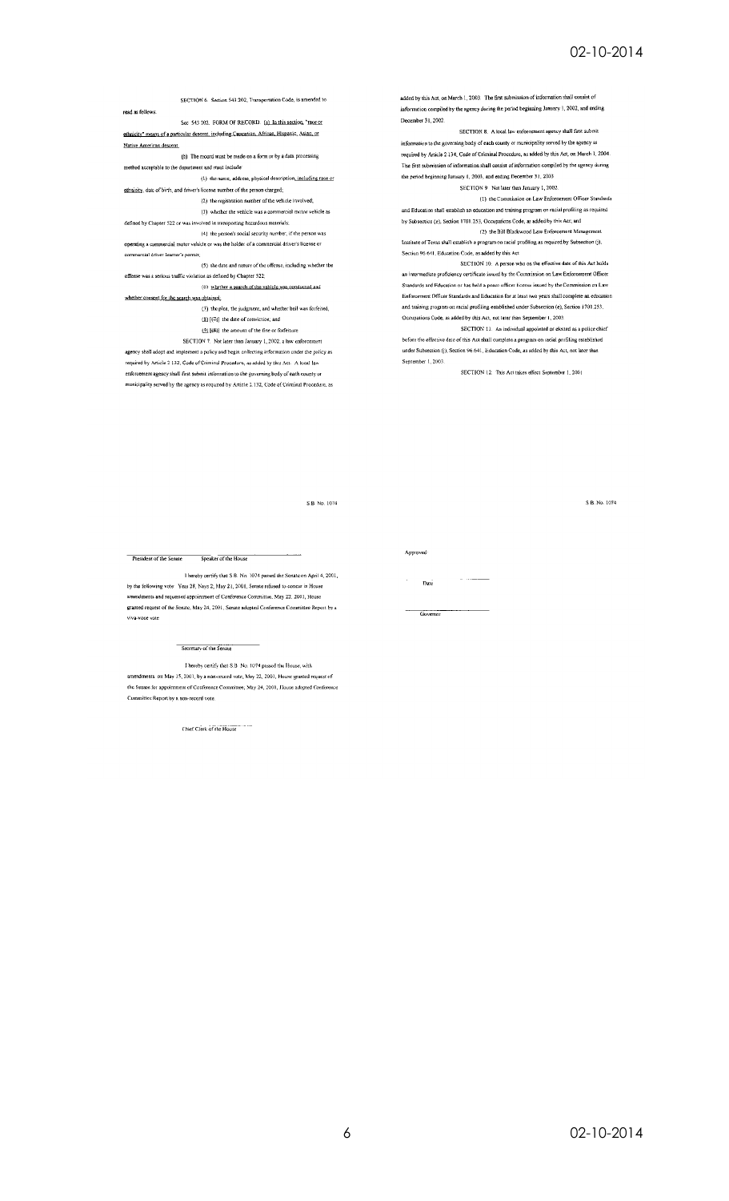SECTION 6. Section 543.202, Transportation Code, is amended to read as follows:

Sec. 543.202. FORM OF RECORD. (a) In this section, "race or ethnicity" means of a particular descent, including Caucasian, African, Hispanic, Asian, or Native American descent.

(b) The record must be made on a form or by a data processing method acceptable to the department and must include:

(1) the name, address, physical description, including race or ethnicity, date of birth, and driver's license number of the person charged;

(2) the registration number of the vehicle involved;

(3) whether the vehicle was a commercial motor vehicle as defined by Chapter 522 or was involved in transporting hazardous materials;

(4) the person's social security number, if the person was operating a commercial motor vehicle or was the holder of a commercial driver's license or commercial driver learner's permit;

(5) the date and nature of the offense, including whether the offense was a serious traffic violation as defined by Chapter 522;

(6) whether a search of the vehicle was conducted and whether consent for the search was obtained;

(7) the plea, the judgment, and whether bail was forfeited;

(8) [(7)] the date of conviction; and

(9) [(8)] the amount of the fine or forfeiture.

SECTION 7. Not later than January 1, 2002, a law enforcement agency shall adopt and implement a policy and begin collecting information under the policy as required by Article 2.132, Code of Criminal Procedure, as added by this Act. A local law enforcement agency shall first submit information to the governing body of each county or municipality served by the agency as required by Article 2.132, Code of Criminal Procedure, as added by this Act, on March 1, 2003. The first submission of information shall consist of information compiled by the agency during the period beginning January 1, 2002, and ending December 31, 2002.

SECTION 8. A local law enforcement agency shall first submit information to the governing body of each county or municipality served by the agency as required by Article 2.134, Code of Criminal Procedure, as added by this Act, on March 1, 2004. The first submission of information shall consist of information compiled by the agency during the period beginning January 1, 2003, and ending December 31, 2003.

SECTION 9. Not later than January 1, 2002:

(1) the Commission on Law Enforcement Officer Standards and Education shall establish an education and training program on racial profiling as required by Subsection (e), Section 1701.253, Occupations Code, as added by this Act; and

(2) the Bill Blackwood Law Enforcement Management Institute of Texas shall establish a program on racial profiling as required by Subsection (j), Section 96.641, Education Code, as added by this Act.

SECTION 10. A person who on the effective date of this Act holds an intermediate proficiency certificate issued by the Commission on Law Enforcement Officer Standards and Education or has held a peace officer license issued by the Commission on Law Enforcement Officer Standards and Education for at least two years shall complete an education and training program on racial profiling established under Subsection (e), Section 1701.253, Occupations Code, as added by this Act, not later than September 1, 2003.

SECTION 11. An individual appointed or elected as a police chief before the effective date of this Act shall complete a program on racial profiling established under Subsection (j), Section 96.641, Education Code, as added by this Act, not later than September 1, 2003.

SECTION 12. This Act takes effect September 1, 2001.

S.B. No. 1074

President of the Senate Speaker of the House

I hereby certify that S.B. No. 1074 passed the Senate on April 4, 2001, by the following vote: Yeas 28, Nays 2; May 21, 2001, Senate refused to concur in House amendments and requested appointment of Conference Committee; May 22, 2001, House granted request of the Senate; May 24, 2001, Senate adopted Conference Committee Report by a viva-voce vote.

Secretary of the Senate

I hereby certify that S.B. No. 1074 passed the House, with amendments, on May 15, 2001, by a non-record vote; May 22, 2001, House granted request of the Senate for appointment of Conference Committee; May 24, 2001, House adopted Conference Committee Report by a non-record vote.

Chief Clerk of the House

S.B. No. 1074

Approved:

Date

Governor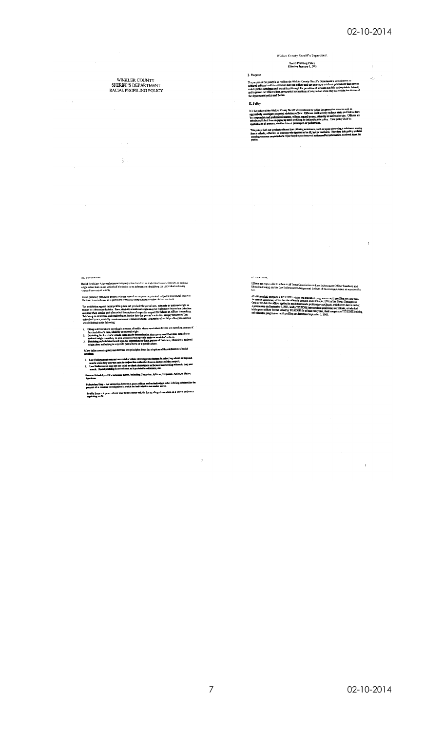# WINKLER COUNTY SHERIFF'S DEPARTMENT RACIAL PROFILING POLICY

Winkler County Sheriff's Department

Racial Profiling Policy
Effective January 1, 2002

## I. Purpose

The purpose of the policy is to reaffirm the Winkler County Sheriff's Department's commitment to unbiased policing in all its encounters between officer and any person; to reinforce procedures that serve to ensure public confidence and mutual trust through the provision of services in a fair and equitable fashion; and to protect our officers from unwarranted accusations of misconduct when they act within the dictates of the departmental policy and the law.

## II. Policy

It is the policy of the Winkler County Sheriff's Department to police in a proactive manner and, to aggressively investigate suspected violations of law. Officers shall actively enforce state and federal laws in a responsible and professional manner, without regard to race, ethnicity or national origin. Officers are strictly prohibited from engaging in racial profiling as defined in this policy. This policy shall be applicable to all persons, whether drivers, passengers or pedestrians.

This policy shall not preclude officers from offering assistance, such as upon observing a substance leaking from a vehicle, a flat tire, or someone who appears to be ill, lost or confused. Nor does this policy prohibit stopping someone suspected of a crime based upon observed actions and/or information received about the person.

## III. Definitions

Racial Profiling- A law enforcement-initiated action based on an individual's race, ethnicity, or national origin rather than on the individual's behavior or on information identifying the individual as having engaged in criminal activity.

Racial profiling pertains to persons who are viewed as suspects or potential suspects of criminal behavior. The term is not relevant as it pertains to witnesses, complainants or other citizen contacts.

The prohibition against racial profiling does not preclude the use of race, ethnicity or national origin as factors in a detention decision. Race, ethnicity or national origin may be legitimate factors in a detention decision when used as part of an actual description of a specific suspect for whom an officer is searching. Detaining an individual and conducting an inquiry into that person's activities simply because of that individual's race, ethnicity or national origin is racial profiling. Examples of racial profiling include but are not limited to the following:

1. Citing a driver who is speeding in a stream of traffic where most other drivers are speeding because of the cited driver's race, ethnicity or national origin.
2. Detaining the driver of a vehicle based on the determination that a person of that race, ethnicity or national origin is unlikely to own or possess that specific make or model of vehicle.
3. Detaining an individual based upon the determination that a person of that race, ethnicity or national origin does not belong in a specific part of town or a specific place.

A law enforcement agency can derive at two principles from the adoption of this definition of racial profiling:

1. Law Enforcement may not use racial or ethnic stereotypes as factors in selecting whom to stop and search while they may use race in conjunction with other known factors of the suspect.
2. Law Enforcement may not use racial or ethnic stereotypes as factors in selecting whom to stop and search. Racial profiling is not relevant as it pertains to witnesses, etc.

Race or Ethnicity – Of a particular descent, including Caucasian, African, Hispanic, Asian, or Native American.

Pedestrian Stop – An interaction between a peace officer and an individual who is being detained for the purpose of a criminal investigation in which the individual is not under arrest.

Traffic Stop – A peace officer who stops a motor vehicle for an alleged violation of a law or ordinance regulating traffic.

## IV. Training

Officers are responsible to adhere to all Texas Commission on Law Enforcement Officer Standards and Education training and the Law Enforcement Management Institute of Texas requirements as mandated by law.

All officers shall complete a TCLEOSE training and education program on racial profiling not later than the second anniversary of the date the officer is licensed under Chapter 1701 of the Texas Occupations Code or the date the officer applies for an intermediate proficiency certificate, whichever date is earlier. A person who on September 1, 2001, held a TCLEOSE intermediate proficiency certificate, or who had held a peace officer license issued by TCLEOSE for at least two years, shall complete a TCLEOSE training and education program on racial profiling not later than September 1, 2003.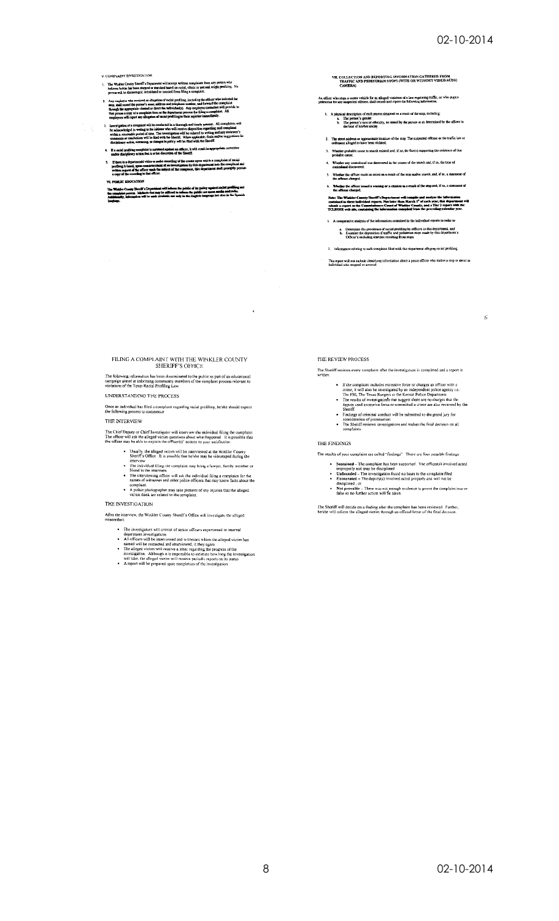## V. COMPLAINT INVESTIGATION

1. The Winkler County Sheriff's Department will accept written complaints from any person who believes he/she has been stopped or searched based on racial, ethnic or national origin profiling. No person will be discouraged, intimidated or coerced from filing a complaint.
2. Any employee who receives an allegation of racial profiling, including the officer who initiated the stop, shall record the person's name, address and telephone number, and forward the complaint through the appropriate channel or direct the individual(s). Any employee contacted will provide to that person a copy of a complaint form or the department process for filing a complaint. All employees will report any allegation of racial profiling to their superior immediately.
3. Investigation of a complaint will be conducted in a thorough and timely manner. All complaints will be acknowledged in writing to the initiator who will receive disposition regarding said complaint within a reasonable period of time. The investigation will be reduced to writing and any reviewer's comments or conclusions will be filed with the Sheriff. When applicable, findings and/or suggestions for disciplinary action, retraining, or changes in policy will be filed with the Sheriff.
4. If a racial profiling complaint is sustained against an officer, it will result in appropriate corrective and/or disciplinary action that is at the discretion of the Sheriff.
5. If there is a departmental video or audio recording of the events upon which a complaint of racial profiling is based, upon commencement of an investigation by this department into the complaint and written request of the officer made the subject of the complaint, this department shall promptly provide a copy of the recording to that officer.

## VI. PUBLIC EDUCATION

The Winkler County Sheriff's Department will inform the public of its policy against racial profiling and the complaint process. Methods that may be utilized to inform the public are news media and radio. Additionally, information will be made available not only in the English language but also in the Spanish language.

## VII. COLLECTION AND REPORTING INFORMATION GATHERED FROM TRAFFIC AND PEDESTRIAN STOPS (WITH OR WITHOUT VIDEO/AUDIO CAMERA)

An officer who stops a motor vehicle for an alleged violation of a law regulating traffic, or who stops a pedestrian for any suspected offense, shall record and report the following information:

1. A physical description of each person detained as a result of the stop, including:
   a. The person's gender.
   b. The person's race or ethnicity, as stated by the person or as determined by the officer to the best of his/her ability.
2. The street address or approximate location of the stop. The suspected offense or the traffic law or ordinance alleged to have been violated.
3. Whether probable cause to search existed and, if so, the fact(s) supporting the existence of that probable cause.
4. Whether any contraband was discovered in the course of the search and, if so, the type of contraband discovered.
5. Whether the officer made an arrest as a result of the stop and/or search, and, if so, a statement of the offense charged.
6. Whether the officer issued a warning or a citation as a result of the stop and, if so, a statement of the offense charged.

**Note: The Winkler County Sheriff's Department will compile and analyze the information contained in these individual reports. Not later than March 1st of each year, this department will submit a report to the Commissioners Court of Winkler County, and a Tier 2 report with the TCLEOSE web site, containing the information compiled from the preceding calendar year.**

1. A comparative analysis of the information contained in the individual reports in order to:
   a. Determine the prevalence of racial profiling by officers in this department, and
   b. Examine the disposition of traffic and pedestrian stops made by this department's Officer's including searches resulting from stops.
2. Information relating to each complaint filed with this department alleging racial profiling.

This report will not include identifying information about a peace officer who makes a stop or about an individual who stopped or arrested.

## FILING A COMPLAINT WITH THE WINKLER COUNTY SHERIFF'S OFFICE

The following information has been disseminated to the public as part of an educational campaign aimed at informing community members of the complaint process relevant to violations of the Texas Racial Profiling Law.

### UNDERSTANDING THE PROCESS

Once an individual has filed a complaint regarding racial profiling, he/she should expect the following process to commence

### THE INTERVIEW

The Chief Deputy or Chief Investigator will interview the individual filing the complaint. The officer will ask the alleged victim questions about what happened. It is possible that the officer may be able to explain the officer(s)' actions to your satisfaction.

- Usually, the alleged victim will be interviewed at the Winkler County Sheriff's Office. It is possible that he/she may be videotaped during the interview.
- The individual filing the complaint may bring a lawyer, family member or friend to the interview.
- The interviewing officer will ask the individual filing a complaint for the names of witnesses and other police officers that may know facts about the complaint.
- A police photographer may take pictures of any injuries that the alleged victim feels are related to the complaint.

### THE INVESTIGATION

After the interview, the Winkler County Sheriff's Office will investigate the alleged misconduct.

- The investigators will consist of senior officers experienced in internal department investigations
- All officers will be interviewed and witnesses whom the alleged victim has named will be contacted and interviewed, if they agree.
- The alleged victim will receive a letter regarding the progress of the investigation. Although it is impossible to estimate how long the investigation will take, the alleged victim will receive periodic reports on its status.
- A report will be prepared upon completion of the investigation

### THE REVIEW PROCESS

The Sheriff reviews every complaint after the investigation is completed and a report is written.

- If the complaint includes excessive force or charges an officer with a crime, it will also be investigated by an independent police agency i.e.: The FBI, The Texas Rangers or the Kermit Police Department.
- The results of investigations that suggest there are no charges that the deputy used excessive force or committed a crime are also reviewed by the Sheriff.
- Findings of criminal conduct will be submitted to the grand jury for consideration of prosecution.
- The Sheriff reviews investigations and makes the final decision on all complaints.

### THE FINDINGS

The results of your complaint are called "findings". There are four possible findings:

- **Sustained** – The complaint has been supported. The officer(s) involved acted improperly and may be disciplined.
- **Unfounded** – The investigation found no basis to the complaint filed.
- **Exonerated** – The deputy(s) involved acted properly and will not be disciplined; or
- **Not provable** – There was not enough evidence to prove the complaint true or false so no further action will be taken.

The Sheriff will decide on a finding after the complaint has been reviewed. Further, he/she will inform the alleged victim through an official letter of the final decision.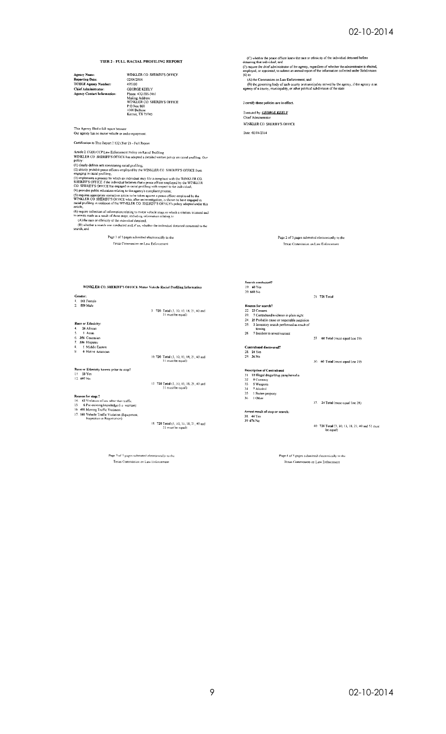## TIER 2 - FULL RACIAL PROFILING REPORT

**Agency Name:** WINKLER CO. SHERIFF'S OFFICE
**Reporting Date:** 02/04/2014
**TCOLE Agency Number:** 495100
**Chief Administrator:** GEORGE KEELY
**Agency Contact Information:** Phone: 432-586-3461
Mailing Address:
WINKLER CO. SHERIFF'S OFFICE
P.O Box 860
1300 Bellaire
Kermit, TX 79745

This Agency filed a full report because
Our agency has no motor vehicle or audio equipment.

Certification to This Report 2.132 (Tier 2) – Full Report

Article 2.132(b) CCP Law Enforcement Policy on Racial Profiling
WINKLER CO. SHERIFF'S OFFICE has adopted a detailed written policy on racial profiling. Our policy:
(1) clearly defines acts constituting racial profiling;
(2) strictly prohibit peace officers employed by the WINKLER CO. SHERIFF'S OFFICE from engaging in racial profiling;
(3) implements a process by which an individual may file a complaint with the WINKLER CO. SHERIFF'S OFFICE if the individual believes that a peace officer employed by the WINKLER CO. SHERIFF'S OFFICE has engaged in racial profiling with respect to the individual;
(4) provides public education relating to the agency's complaint process;
(5) requires appropriate corrective action to be taken against a peace officer employed by the WINKLER CO. SHERIFF'S OFFICE who, after an investigation, is shown to have engaged in racial profiling in violation of the WINKLER CO. SHERIFF'S OFFICE's policy adopted under this article;
(6) require collection of information relating to motor vehicle stops in which a citation is issued and to arrests made as a result of those stops, including information relating to:
(A) the race or ethnicity of the individual detained;
(B) whether a search was conducted and, if so, whether the individual detained consented to the search; and
(C) whether the peace officer knew the race or ethnicity of the individual detained before detaining that individual; and
(7) require the chief administrator of the agency, regardless of whether the administrator is elected, employed, or appointed, to submit an annual report of the information collected under Subdivision (6) to:
(A) the Commission on Law Enforcement; and
(B) the governing body of each county or municipality served by the agency, if the agency is an agency of a county, municipality, or other political subdivision of the state.

**I certify these policies are in effect.**

Executed by: ***GEORGE KEELY***
Chief Administrator
WINKLER CO. SHERIFF'S OFFICE

Date: 02/04/2014

## WINKLER CO. SHERIFF'S OFFICE Motor Vehicle Racial Profiling Information

**Gender:**
1. **161** Female
2. **559** Male

3. **720 Total** (3, 10, 13, 18, 21, 40 and 51 must be equal)

**Race or Ethnicity:**
4. **26** African
5. **1** Asian
6. **356** Caucasian
7. **330** Hispanic
8. **1** Middle Eastern
9. **6** Native American

10. **720 Total** (3, 10, 13, 18, 21, 40 and 51 must be equal)

**Race or Ethnicity known prior to stop?**
11. **23** Yes
12. **697** No

13. **720 Total** (3, 10, 13, 18, 21, 40 and 51 must be equal)

**Reason for stop?**
14. **63** Violation of law other than traffic
15. **6** Pre-existing knowledge (i.e. warrant)
16. **490** Moving Traffic Violation
17. **161** Vehicle Traffic Violation (Equipment, Inspection or Registration)

18. **720 Total** (3, 10, 13, 18, 21, 40 and 51 must be equal)

**Search conducted?**
19. **60** Yes
20. **660** No

21. **720 Total**

**Reason for search?**
22. **23** Consent
23. **7** Contraband/evidence in plain sight
24. **28** Probable cause or reasonable suspicion
25. **1** Inventory search performed as result of towing
26. **1** Incident to arrest/warrant

27. **60 Total** (must equal line 19)

**Contraband discovered?**
28. **24** Yes
29. **36** No

30. **60 Total** (must equal line 19)

**Description of Contraband**
31. **10** Illegal drugs/drug paraphernalia
32. **0** Currency
33. **5** Weapons
34. **7** Alcohol
35. **1** Stolen property
36. **1** Other

37. **24 Total** (must equal line 28)

**Arrest result of stop or search:**
38. **44** Yes
39. **676** No

40. **720 Total** (3, 10, 13, 18, 21, 40 and 51 must be equal)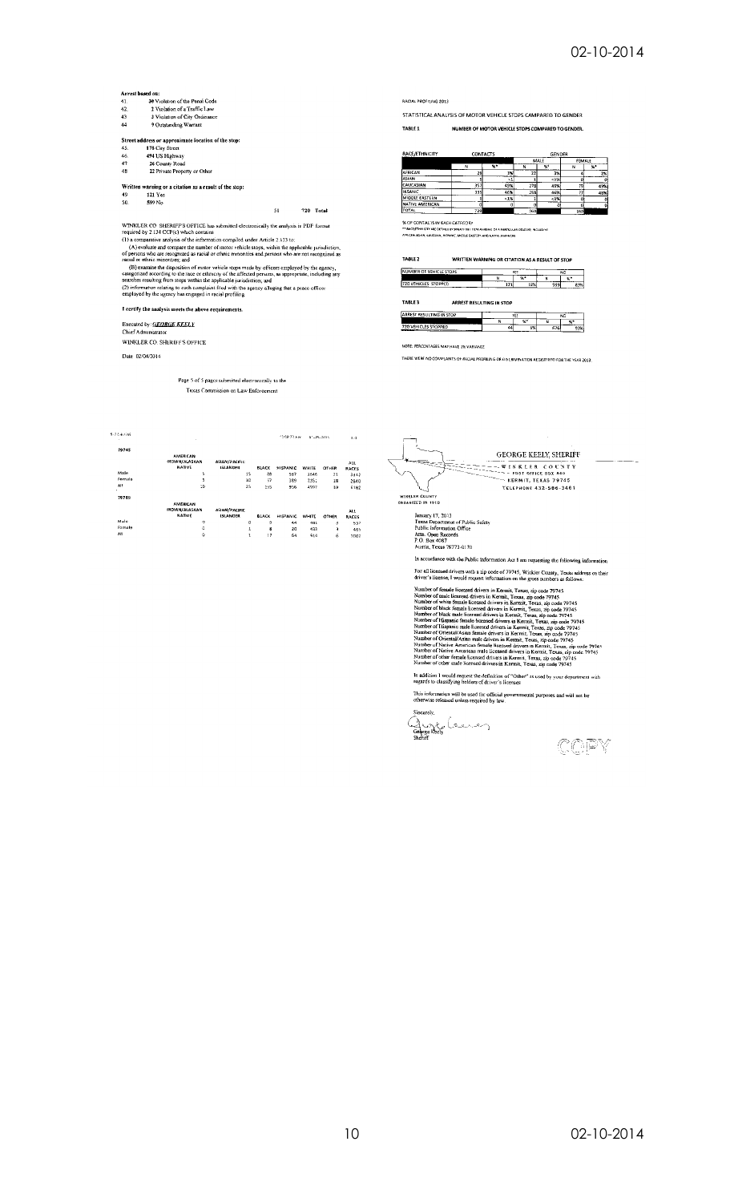**Arrest based on:**

41. 30 Violation of the Penal Code
42. 2 Violation of a Traffic Law
43. 3 Violation of City Ordinance
44. 9 Outstanding Warrant

**Street address or approximate location of the stop:**

45. 175 City Street
46. 494 US Highway
47. 26 County Road
48. 22 Private Property or Other

**Written warning or a citation as a result of the stop:**

49. 121 Yes
50. 599 No

51. 720 Total

WINKLER CO. SHERIFF'S OFFICE has submitted electronically the analysis in PDF format required by 2.134 CCP(c) which contains:

(1) a comparative analysis of the information compiled under Article 2.133 to:

(A) evaluate and compare the number of motor vehicle stops, within the applicable jurisdiction, of persons who are recognized as racial or ethnic minorities and persons who are not recognized as racial or ethnic minorities; and

(B) examine the disposition of motor vehicle stops made by officers employed by the agency, categorized according to the race or ethnicity of the affected persons, as appropriate, including any searches resulting from stops within the applicable jurisdiction; and

(2) information relating to each complaint filed with the agency alleging that a peace officer employed by the agency has engaged in racial profiling.

**I certify the analysis meets the above requirements.**

Executed by: *GEORGE KEELY*
Chief Administrator
WINKLER CO. SHERIFF'S OFFICE

Date: 02/04/2014

Page 5 of 5 pages submitted electronically to the
Texas Commission on Law Enforcement.

RACIAL PROFILING 2013

STATISTICAL ANALYSIS OF MOTOR VEHICLE STOPS CAMPARED TO GENDER

TABLE 1 NUMBER OF MOTOR VEHICLE STOPS COMPARED TO GENDER

| RACE/ETHNICITY | CONTACTS | | GENDER | | | |
|---|---|---|---|---|---|---|
| | | | MALE | | FEMALE | |
| | N | %* | N | %* | N | %* |
| AFRICAN | 26 | 3% | 22 | 3% | 4 | 2% |
| ASIAN | 1 | <1 | 1 | <1% | 0 | 0 |
| CAUCASIAN | 357 | 45% | 278 | 49% | 79 | 49% |
| HISPANIC | 335 | 46% | 258 | 46% | 77 | 48% |
| MIDDLE EASTERN | 1 | <1% | 1 | <1% | 0 | 0 |
| NATIVE AMERICAN | 0 | 0 | 0 | 0 | 0 | 0 |
| TOTAL | 720 | | 560 | | 160 | |

% OF CONTACTS IN EACH CATEGORY
** RACE/ETHNICITY ARE DEFINED BY SENATE BILL 1074 AS BEING OF A PARTICULAR DESCENT, INCLUDING AFRICAN, ASIAN, CAUCASIAN, HISPANIC, MIDDLE EASTERN AND NATIVE AMERICAN

TABLE 2 WRITTEN WARNING OR CITATION AS A RESULT OF STOP

| NUMBER OF VEHICLE STOPS | YES | | NO | |
|---|---|---|---|---|
| | N | %* | N | %* |
| 720 VEHICLES STOPPED | 121 | 16% | 599 | 83% |

TABLE 3 ARREST RESULTING IN STOP

| ARREST RESULTING IN STOP | YES | | NO | |
|---|---|---|---|---|
| | N | %* | N | %* |
| 720 VEHICLES STOPPED | 44 | 6% | 676 | 93% |

NOTE: PERCENTAGES MAY HAVE 1% VARIANCE

THERE WERE NO COMPLAINTS OF RACIAL PROFILING OR DISCRIMINATION REGISTERED FOR THE YEAR 2013.

**79745**

| | AMERICAN INDIAN/ALASKAN NATIVE | ASIAN/PACIFIC ISLANDER | BLACK | HISPANIC | WHITE | OTHER | ALL RACES |
|---|---|---|---|---|---|---|---|
| Male | 5 | 15 | 88 | 567 | 2646 | 21 | 3342 |
| Female | 5 | 10 | 47 | 389 | 2351 | 18 | 2840 |
| All | 10 | 25 | 135 | 956 | 4997 | 39 | 6182 |

**79789**

| | AMERICAN INDIAN/ALASKAN NATIVE | ASIAN/PACIFIC ISLANDER | BLACK | HISPANIC | WHITE | OTHER | ALL RACES |
|---|---|---|---|---|---|---|---|
| Male | 0 | 0 | 9 | 44 | 481 | 3 | 537 |
| Female | 0 | 1 | 8 | 20 | 433 | 3 | 465 |
| All | 0 | 1 | 17 | 64 | 914 | 6 | 1002 |

**GEORGE KEELY, SHERIFF**
WINKLER COUNTY
POST OFFICE BOX 460
KERMIT, TEXAS 79745
TELEPHONE 432-586-3461

WINKLER COUNTY
ORGANIZED IN 1910

January 17, 2013
Texas Department of Public Safety
Public Information Office
Attn: Open Records
P.O. Box 4087
Austin, Texas 78773-0170

In accordance with the Public Information Act I am requesting the following information

For all licensed drivers with a zip code of 79745, Winkler County, Texas address on their driver's license, I would request information on the gross numbers as follows:

Number of female licensed drivers in Kermit, Texas, zip code 79745
Number of male licensed drivers in Kermit, Texas, zip code 79745
Number of white female licensed drivers in Kermit, Texas, zip code 79745
Number of white male licensed drivers in Kermit, Texas, zip code 79745
Number of black female licensed drivers in Kermit, Texas, zip code 79745
Number of black male licensed drivers in Kermit, Texas, zip code 79745
Number of Hispanic female licensed drivers in Kermit, Texas, zip code 79745
Number of Hispanic male licensed drivers in Kermit, Texas, zip code 79745
Number of Oriental/Asian female drivers in Kermit, Texas, zip code 79745
Number of Oriental/Asian male drivers in Kermit, Texas, zip code 79745
Number of Native American female licensed drivers in Kermit, Texas, zip code 79745
Number of Native American male licensed drivers in Kermit, Texas, zip code 79745
Number of other female licensed drivers in Kermit, Texas, zip code 79745
Number of other male licensed drivers in Kermit, Texas, zip code 79745

In addition I would request the definition of "Other" as used by your department with regards to classifying holders of driver's licenses.

This information will be used for official governmental purposes and will not be otherwise released unless required by law.

Sincerely,

George Keely
Sheriff

COPY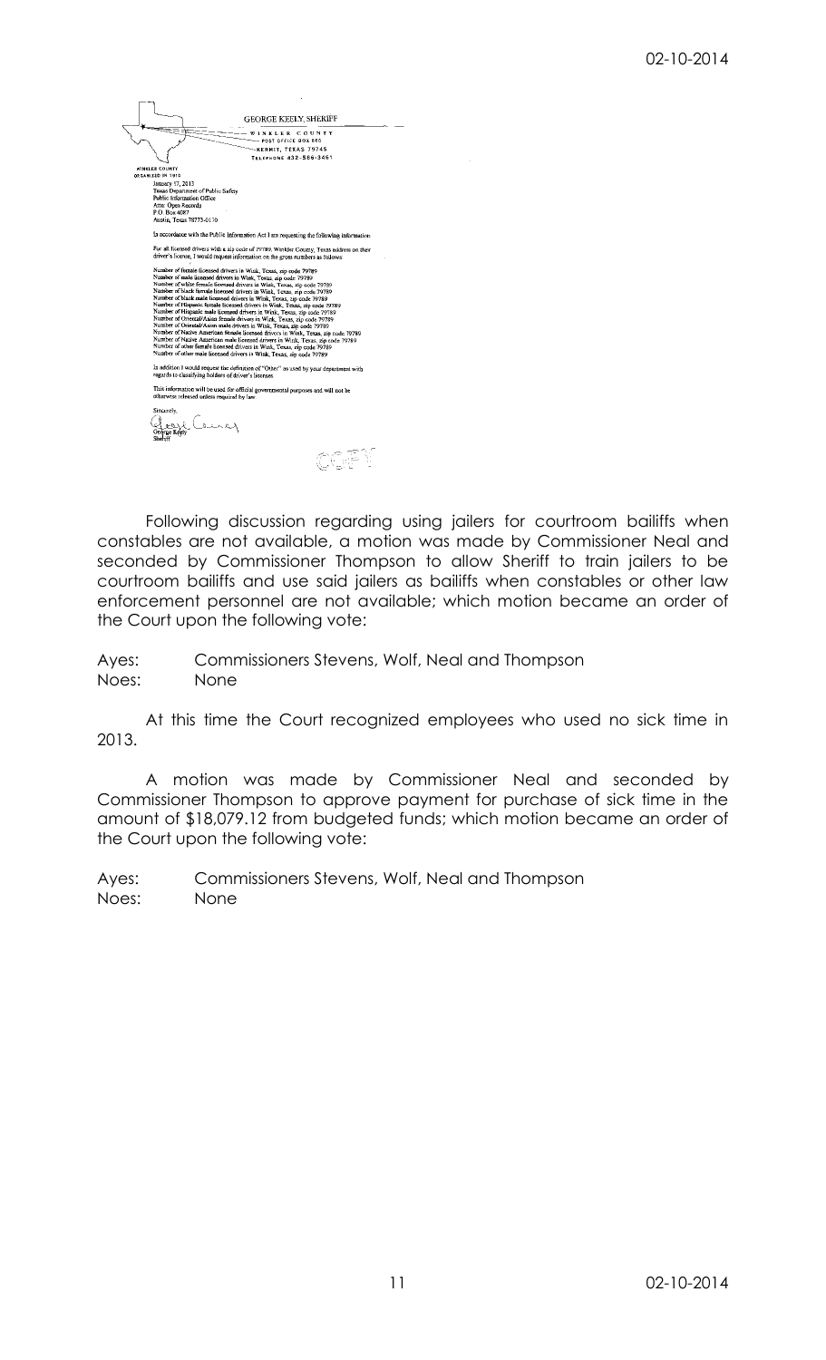GEORGE KEELY, SHERIFF

WINKLER COUNTY
POST OFFICE BOX 880
KERMIT, TEXAS 79745
TELEPHONE 432-586-3461

WINKLER COUNTY
ORGANIZED IN 1910

January 17, 2013
Texas Department of Public Safety
Public Information Office
Attn: Open Records
P.O. Box 4087
Austin, Texas 78773-0170

In accordance with the Public Information Act I am requesting the following information:

For all licensed drivers with a zip code of 79789, Winkler County, Texas address on their driver's license, I would request information on the gross numbers as follows:

Number of female licensed drivers in Wink, Texas, zip code 79789
Number of male licensed drivers in Wink, Texas, zip code 79789
Number of white female licensed drivers in Wink, Texas, zip code 79789
Number of black female licensed drivers in Wink, Texas, zip code 79789
Number of black male licensed drivers in Wink, Texas, zip code 79789
Number of Hispanic female licensed drivers in Wink, Texas, zip code 79789
Number of Hispanic male licensed drivers in Wink, Texas, zip code 79789
Number of Oriental/Asian female drivers in Wink, Texas, zip code 79789
Number of Oriental/Asian male drivers in Wink, Texas, zip code 79789
Number of Native American female licensed drivers in Wink, Texas, zip code 79789
Number of Native American male licensed drivers in Wink, Texas, zip code 79789
Number of other female licensed drivers in Wink, Texas, zip code 79789
Number of other male licensed drivers in Wink, Texas, zip code 79789

In addition I would request the definition of "Other" as used by your department with regards to classifying holders of driver's licenses.

This information will be used for official governmental purposes and will not be otherwise released unless required by law.

Sincerely,

George Keely
Sheriff

COPY

Following discussion regarding using jailers for courtroom bailiffs when constables are not available, a motion was made by Commissioner Neal and seconded by Commissioner Thompson to allow Sheriff to train jailers to be courtroom bailiffs and use said jailers as bailiffs when constables or other law enforcement personnel are not available; which motion became an order of the Court upon the following vote:

Ayes: Commissioners Stevens, Wolf, Neal and Thompson
Noes: None

At this time the Court recognized employees who used no sick time in 2013.

A motion was made by Commissioner Neal and seconded by Commissioner Thompson to approve payment for purchase of sick time in the amount of $18,079.12 from budgeted funds; which motion became an order of the Court upon the following vote:

Ayes: Commissioners Stevens, Wolf, Neal and Thompson
Noes: None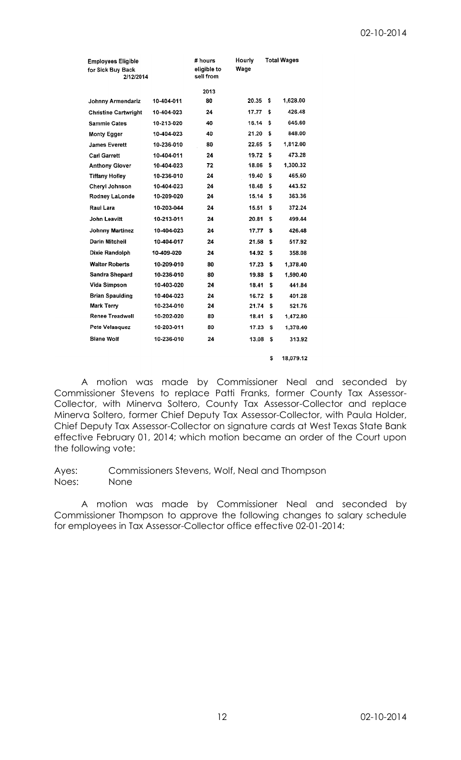| Employees Eligible for Sick Buy Back 2/12/2014 | | # hours eligible to sell from | Hourly Wage | Total Wages |
|---|---|---|---|---|
| | | 2013 | | |
| Johnny Armendariz | 10-404-011 | 80 | 20.35 | $ 1,628.00 |
| Christine Cartwright | 10-404-023 | 24 | 17.77 | $ 426.48 |
| Sammie Cates | 10-213-020 | 40 | 16.14 | $ 645.60 |
| Monty Egger | 10-404-023 | 40 | 21.20 | $ 848.00 |
| James Everett | 10-236-010 | 80 | 22.65 | $ 1,812.00 |
| Carl Garrett | 10-404-011 | 24 | 19.72 | $ 473.28 |
| Anthony Glover | 10-404-023 | 72 | 18.06 | $ 1,300.32 |
| Tiffany Holley | 10-236-010 | 24 | 19.40 | $ 465.60 |
| Cheryl Johnson | 10-404-023 | 24 | 18.48 | $ 443.52 |
| Rodney LaLonde | 10-209-020 | 24 | 15.14 | $ 363.36 |
| Raul Lara | 10-203-044 | 24 | 15.51 | $ 372.24 |
| John Leavitt | 10-213-011 | 24 | 20.81 | $ 499.44 |
| Johnny Martinez | 10-404-023 | 24 | 17.77 | $ 426.48 |
| Darin Mitchell | 10-404-017 | 24 | 21.58 | $ 517.92 |
| Dixie Randolph | 10-409-020 | 24 | 14.92 | $ 358.08 |
| Walter Roberts | 10-209-010 | 80 | 17.23 | $ 1,378.40 |
| Sandra Shepard | 10-236-010 | 80 | 19.88 | $ 1,590.40 |
| Vida Simpson | 10-403-020 | 24 | 18.41 | $ 441.84 |
| Brian Spaulding | 10-404-023 | 24 | 16.72 | $ 401.28 |
| Mark Terry | 10-234-010 | 24 | 21.74 | $ 521.76 |
| Renee Treadwell | 10-202-020 | 80 | 18.41 | $ 1,472.80 |
| Pete Velasquez | 10-203-011 | 80 | 17.23 | $ 1,378.40 |
| Blane Wolf | 10-236-010 | 24 | 13.08 | $ 313.92 |
| | | | | $ 18,079.12 |

A motion was made by Commissioner Neal and seconded by Commissioner Stevens to replace Patti Franks, former County Tax Assessor-Collector, with Minerva Soltero, County Tax Assessor-Collector and replace Minerva Soltero, former Chief Deputy Tax Assessor-Collector, with Paula Holder, Chief Deputy Tax Assessor-Collector on signature cards at West Texas State Bank effective February 01, 2014; which motion became an order of the Court upon the following vote:

Ayes: Commissioners Stevens, Wolf, Neal and Thompson
Noes: None

A motion was made by Commissioner Neal and seconded by Commissioner Thompson to approve the following changes to salary schedule for employees in Tax Assessor-Collector office effective 02-01-2014: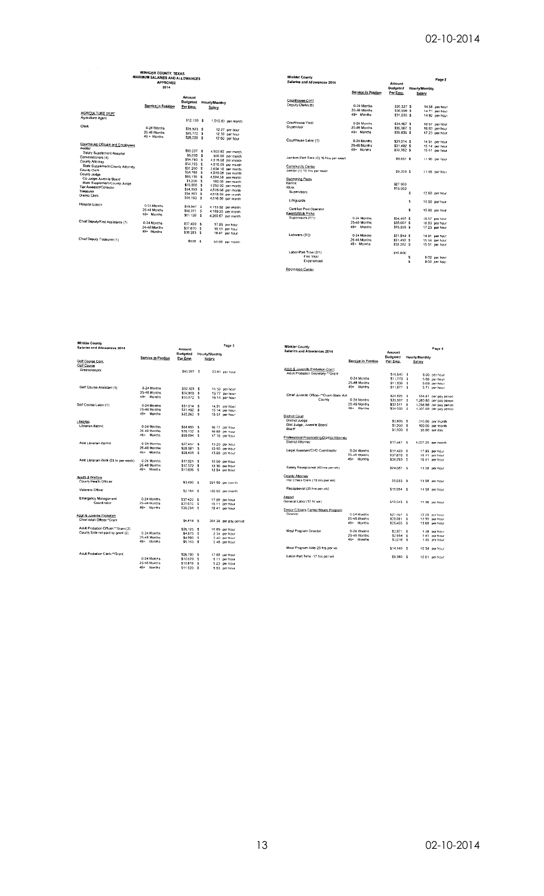# WINKLER COUNTY, TEXAS
## MAXIMUM SALARIES AND ALLOWANCES
### APPROVED
### 2014

| | Service in Position | Amount Budgeted Per Emp. | Hourly/Monthly Salary |
|---|---|---|---|
| **AGRICULTURE DEPT** | | | |
| Agriculture Agent | | $12,130 | $ 1,010.83 per month |
| Clerk | 0-24 Months | $25,523 | $ 12.27 per hour |
| | 25-48 Months | $25,772 | $ 12.39 per hour |
| | 49+ Months | $26,208 | $ 12.60 per hour |
| **Courthouse Officials and Employees** | | | |
| Auditor | | $59,207 | $ 4,933.92 per month |
| Salary Supplement-Hospital | | $6,000 | $ 500.00 per month |
| Commissioners (4) | | $54,190 | $ 4,516.08 per month |
| County Attorney | | $54,193 | $ 4,516.08 per month |
| State Supplement-County Attorney | | $31,250 | $ 2,604.16 per month |
| County Clerk | | $54,193 | $ 4,516.08 per month |
| County Judge | | $55,135 | $ 4,594.58 per month |
| Co Judge-Juvenile Board | | $1,200 | $ 100.00 per month |
| State Supplement-County Judge | | $15,000 | $ 1,250.00 per month |
| Tax Assessor/Collector | | $54,193 | $ 4,516.08 per month |
| Treasurer | | $54,193 | $ 4,516.08 per month |
| District Clerk | | $54,193 | $ 4,516.08 per month |
| Hospital Liason | 0-24 Months | $49,847 | $ 4,153.92 per month |
| | 25-48 Months | $50,271 | $ 4,189.25 per month |
| | 49+ Months | $51,128 | $ 4,260.67 per month |
| Chief Deputy/First Assistants (7) | 0-24 Months | $37,420 | $ 17.99 per hour |
| | 25-48 Months | $37,670 | $ 18.11 per hour |
| | 49+ Months | $38,293 | $ 18.41 per hour |
| Chief Deputy Treasurer (1) | | $636 | $ 53.00 per month |

## Winkler County
### Salaries and Allowances 2014 — Page 2

| | Service in Position | Amount Budgeted Per Emp. | Hourly/Monthly Salary |
|---|---|---|---|
| **Courthouse-Con't** | | | |
| Deputy Clerks (6) | 0-24 Months | $30,327 | $ 14.58 per hour |
| | 25-48 Months | $30,596 | $ 14.71 per hour |
| | 49+ Months | $31,035 | $ 14.92 per hour |
| Courthouse Yard Supervisor | 0-24 Months | $34,467 | $ 16.57 per hour |
| | 25-48 Months | $35,007 | $ 16.83 per hour |
| | 49+ Months | $35,839 | $ 17.23 per hour |
| Courthouse Labor (1) | 0-24 Months | $31,014 | $ 14.91 per hour |
| | 25-48 Months | $31,492 | $ 15.14 per hour |
| | 49+ Months | $32,262 | $ 15.51 per hour |
| Janitor-Part Time (2) 16 Hrs per week | | $9,951 | $ 11.96 per hour |
| **Community Center** | | | |
| Janitor (1) 15 hrs per week | | $9,329 | $ 11.96 per hour |
| **Swimming Pools** | | | |
| Kermit | | $27,000 | |
| Wink | | $15,000 | |
| Supervisors | | | $ 12.00 per hour |
| Lifeguards | | | $ 10.00 per hour |
| Certified Pool Operator | | | $ 15.00 per hour |
| **Kermit/Wink Parks** | | | |
| Supervisors (1/1) | 0-24 Months | $34,467 | $ 16.57 per hour |
| | 25-48 Months | $35,007 | $ 16.83 per hour |
| | 49+ Months | $35,839 | $ 17.23 per hour |
| Laborers (3/3) | 0-24 Months | $31,014 | $ 14.91 per hour |
| | 25-48 Months | $31,492 | $ 15.14 per hour |
| | 49+ Months | $32,262 | $ 15.51 per hour |
| Labor-Part Time (2/1) | | $10,800 | |
| First Year | | | $ 8.00 per hour |
| Experienced | | | $ 9.00 per hour |
| **Recreation Center** | | | |

## Winkler County
### Salaries and Allowances 2014 — Page 3

| | Service in Position | Amount Budgeted Per Emp. | Hourly/Monthly Salary |
|---|---|---|---|
| **Golf Course Cont.** | | | |
| **Golf Course** | | | |
| Greenskeeper | | $43,287 | $ 20.81 per hour |
| Golf Course Assistant (1) | 0-24 Months | $32,323 | $ 15.53 per hour |
| | 25-48 Months | $32,803 | $ 15.77 per hour |
| | 49+ Months | $33,572 | $ 16.14 per hour |
| Golf Course Labor (1) | 0-24 Months | $31,014 | $ 14.91 per hour |
| | 25-48 Months | $31,492 | $ 15.14 per hour |
| | 49+ Months | $32,262 | $ 15.51 per hour |
| **Libraries** | | | |
| Librarian-Kermit | 0-24 Months | $34,883 | $ 16.77 per hour |
| | 25-48 Months | $35,132 | $ 16.89 per hour |
| | 49+ Months | $35,694 | $ 17.16 per hour |
| Asst Librarian-Kermit | 0-24 Months | $27,457 | $ 13.20 per hour |
| | 25-48 Months | $28,081 | $ 13.50 per hour |
| | 49+ Months | $28,455 | $ 13.68 per hour |
| Asst Librarian-Wink (25 hr per week) | 0-24 Months | $17,021 | $ 13.09 per hour |
| | 25-48 Months | $17,372 | $ 13.36 per hour |
| | 49+ Months | $17,606 | $ 13.54 per hour |
| **Health & Welfare** | | | |
| County Health Officer | | $3,498 | $ 291.50 per month |
| Veterans Officer | | $2,184 | $ 182.00 per month |
| Emergency Management Coordinator | 0-24 Months | $37,420 | $ 17.99 per hour |
| | 25-48 Months | $37,670 | $ 18.11 per hour |
| | 49+ Months | $38,294 | $ 18.41 per hour |
| **Adult & Juvenile Probation** | | | |
| Chief Adult Officer-*Grant | | $6,874 | $ 264.38 per pay period |
| Adult Probation Officer-**Grant (2) | | $35,125 | $ 16.89 per hour |
| County Side not paid by grant (2) | 0-24 Months | $4,875 | $ 2.34 per hour |
| | 25-48 Months | $4,960 | $ 2.40 per hour |
| | 49+ Months | $5,153 | $ 2.48 per hour |
| Adult Probation Clerk-**Grant | | $26,760 | $ 12.88 per hour |
| | 0-24 Months | $10,629 | $ 5.11 per hour |
| | 25-48 Months | $10,879 | $ 5.23 per hour |
| | 49+ Months | $11,503 | $ 5.53 per hour |

## Winkler County
### Salaries and Allowances 2014 — Page 4

| | Service in Position | Amount Budgeted Per Emp. | Hourly/Monthly Salary |
|---|---|---|---|
| **Adult & Juvenile Probation-Con't** | | | |
| Adult Probation Secretary-**Grant | | $16,640 | $ 8.00 per hour |
| | 0-24 Months | $11,773 | $ 5.66 per hour |
| | 25-48 Months | $11,836 | $ 5.69 per hour |
| | 49+ Months | $11,877 | $ 5.71 per hour |
| Chief Juvenile Officer-**Grant-State Aid | | $24,825 | $ 954.81 per pay period |
| County | 0-24 Months | $33,307 | $ 1,280.80 per pay period |
| | 25-48 Months | $33,511 | $ 1,288.88 per pay period |
| | 49+ Months | $34,000 | $ 1,307.69 per pay period |
| **District Court** | | | |
| District Judge | | $3,800 | $ 316.66 per month |
| Dist Judge, Juvenile Board | | $1,200 | $ 100.00 per month |
| Bailiff | | $1,500 | $ 35.00 per day |
| **Professional Prosecuting District Attorney** | | | |
| District Attorney | | $12,447 | $ 1,037.25 per month |
| Legal Assistant/CVC Coordinator | 0-24 Months | $37,420 | $ 17.99 per hour |
| | 25-48 Months | $37,670 | $ 18.11 per hour |
| | 49+ Months | $38,293 | $ 18.41 per hour |
| Salary Receptionist (40 hrs per wk) | | $24,087 | $ 11.58 per hour |
| **County Attorney** | | | |
| Hot Check Clerk (15 hrs per wk) | | $9,033 | $ 11.58 per hour |
| Receptionist (25 hrs per wk) | | $15,054 | $ 11.58 per hour |
| **Airport** | | | |
| General Labor (17 hr wk) | | $10,043 | $ 11.36 per hour |
| **Senior Citizens Center/Meals Program** | | | |
| Director | 0-24 Months | $27,457 | $ 13.20 per hour |
| | 25-48 Months | $28,081 | $ 13.50 per hour |
| | 49+ Months | $28,455 | $ 13.68 per hour |
| Meal Program Director | 0-24 Months | $2,871 | $ 1.38 per hour |
| | 25-48 Months | $2,954 | $ 1.42 per hour |
| | 49+ Months | $3,016 | $ 1.45 per hour |
| Meal Program Aide-25 hrs per wk | | $14,148 | $ 10.54 per hour |
| Labor-Part Time -17 hrs per wk | | $9,380 | $ 10.61 per hour |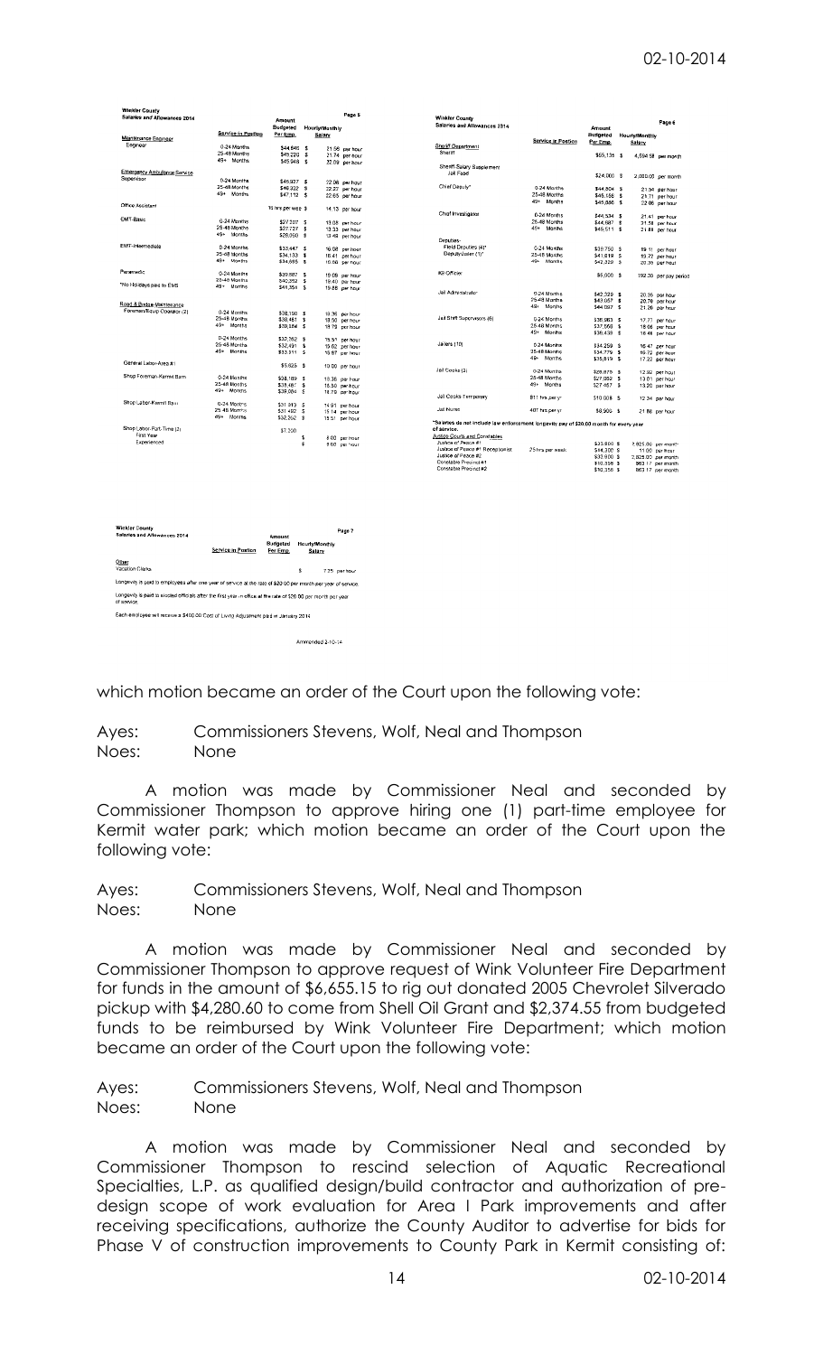**Winkler County**
**Salaries and Allowances 2014** Page 5

| | Service in Position | Amount Budgeted Per Emp. | Hourly/Monthly Salary |
|---|---|---|---|
| **Maintenance Engineer** | | | |
| Engineer | 0-24 Months | $44,846 $ | 21.56 per hour |
| | 25-48 Months | $45,220 $ | 21.74 per hour |
| | 49+ Months | $45,946 $ | 22.09 per hour |
| **Emergency Ambulance Service** | | | |
| Supervisor | 0-24 Months | $45,927 $ | 22.08 per hour |
| | 25-48 Months | $46,322 $ | 22.27 per hour |
| | 49+ Months | $47,112 $ | 22.65 per hour |
| Office Assistant | | 16 hrs per wee $ | 14.13 per hour |
| EMT-Basic | 0-24 Months | $27,207 $ | 13.08 per hour |
| | 25-48 Months | $27,727 $ | 13.33 per hour |
| | 49+ Months | $28,060 $ | 13.49 per hour |
| EMT-Intermediate | 0-24 Months | $33,447 $ | 16.08 per hour |
| | 25-48 Months | $34,133 $ | 16.41 per hour |
| | 49+ Months | $34,695 $ | 16.68 per hour |
| Paramedic | 0-24 Months | $39,687 $ | 19.08 per hour |
| | 25-48 Months | $40,352 $ | 19.40 per hour |
| *No Holidays paid to EMS | 49+ Months | $41,954 $ | 19.88 per hour |
| **Road & Bridge Maintenance** | | | |
| Foreman/Equip Operator (2) | 0-24 Months | $38,190 $ | 18.36 per hour |
| | 25-48 Months | $38,481 $ | 18.50 per hour |
| | 49+ Months | $39,084 $ | 18.79 per hour |
| | 0-24 Months | $32,262 $ | 15.51 per hour |
| | 25-48 Months | $32,491 $ | 15.62 per hour |
| | 49+ Months | $33,011 $ | 15.87 per hour |
| General Labor-Area #1 | | $5,625 $ | 10.00 per hour |
| Shop Foreman-Kermit Barn | 0-24 Months | $38,189 $ | 18.36 per hour |
| | 25-48 Months | $38,481 $ | 18.50 per hour |
| | 49+ Months | $39,084 $ | 18.79 per hour |
| Shop Labor-Kermit Barn | 0-24 Months | $31,013 $ | 14.91 per hour |
| | 25-48 Months | $31,492 $ | 15.14 per hour |
| | 49+ Months | $32,262 $ | 15.51 per hour |
| Shop Labor Part-Time (2) | | $7,200 | |
| First Year | | $ | 8.00 per hour |
| Experienced | | $ | 9.00 per hour |

**Winkler County**
**Salaries and Allowances 2014** Page 6

| | Service in Position | Amount Budgeted Per Emp. | Hourly/Monthly Salary |
|---|---|---|---|
| **Sheriff Department** | | | |
| Sheriff | | $55,135 $ | 4,594.58 per month |
| Sheriff Salary Supplement | | | |
| Jail Food | | $24,000 $ | 2,000.00 per month |
| Chief Deputy* | 0-24 Months | $44,804 $ | 21.54 per hour |
| | 25-48 Months | $45,158 $ | 21.71 per hour |
| | 49+ Months | $45,886 $ | 22.06 per hour |
| Chief Investigator | 0-24 Months | $44,534 $ | 21.41 per hour |
| | 25-48 Months | $44,887 $ | 21.58 per hour |
| | 49+ Months | $45,511 $ | 21.88 per hour |
| Deputies- | | | |
| Field Deputies (4)* | 0-24 Months | $39,750 $ | 19.11 per hour |
| Deputy/Jailer (1)* | 25-48 Months | $41,018 $ | 19.72 per hour |
| | 49+ Months | $42,328 $ | 20.35 per hour |
| K9 Officer | | $5,000 $ | 192.30 per pay period |
| Jail Administrator | 0-24 Months | $42,328 $ | 20.35 per hour |
| | 25-48 Months | $43,056 $ | 20.70 per hour |
| | 49+ Months | $44,097 $ | 21.20 per hour |
| Jail Shift Supervisors (6) | 0-24 Months | $36,962 $ | 17.77 per hour |
| | 25-48 Months | $37,565 $ | 18.06 per hour |
| | 49+ Months | $38,438 $ | 18.48 per hour |
| Jailers (10) | 0-24 Months | $34,258 $ | 16.47 per hour |
| | 25-48 Months | $34,778 $ | 16.72 per hour |
| | 49+ Months | $35,818 $ | 17.22 per hour |
| Jail Cooks (3) | 0-24 Months | $26,878 $ | 12.92 per hour |
| | 25-48 Months | $27,082 $ | 13.01 per hour |
| | 49+ Months | $27,457 $ | 13.20 per hour |
| Jail Cooks Temporary | 811 hrs per yr | $10,008 $ | 12.34 per hour |
| Jail Nurse | 407 hrs per yr | $8,906 $ | 21.88 per hour |

*Salaries do not include law enforcement longevity pay of $20.00 month for every year of service.

| | Service in Position | Amount Budgeted Per Emp. | Hourly/Monthly Salary |
|---|---|---|---|
| **Justice Courts and Constables** | | | |
| Justice of Peace #1 | | $33,900 $ | 2,825.00 per month |
| Justice of Peace #1 Receptionist | 25 hrs per week | $14,300 $ | 11.00 per hour |
| Justice of Peace #2 | | $33,900 $ | 2,825.00 per month |
| Constable Precinct #1 | | $10,358 $ | 863.17 per month |
| Constable Precinct #2 | | $10,358 $ | 863.17 per month |

**Winkler County**
**Salaries and Allowances 2014** Page 7

| | Service in Position | Amount Budgeted Per Emp. | Hourly/Monthly Salary |
|---|---|---|---|
| **Other** | | | |
| Vacation Clerks | | | $ 7.25 per hour |

Longevity is paid to employees after one year of service at the rate of $20.00 per month per year of service.

Longevity is paid to elected officials after the first year in office at the rate of $20.00 per month per year of service.

Each employee will receive a $400.00 Cost of Living Adjustment paid in January 2014

Ammended 2-10-14

which motion became an order of the Court upon the following vote:

Ayes: Commissioners Stevens, Wolf, Neal and Thompson
Noes: None

A motion was made by Commissioner Neal and seconded by Commissioner Thompson to approve hiring one (1) part-time employee for Kermit water park; which motion became an order of the Court upon the following vote:

Ayes: Commissioners Stevens, Wolf, Neal and Thompson
Noes: None

A motion was made by Commissioner Neal and seconded by Commissioner Thompson to approve request of Wink Volunteer Fire Department for funds in the amount of $6,655.15 to rig out donated 2005 Chevrolet Silverado pickup with $4,280.60 to come from Shell Oil Grant and $2,374.55 from budgeted funds to be reimbursed by Wink Volunteer Fire Department; which motion became an order of the Court upon the following vote:

Ayes: Commissioners Stevens, Wolf, Neal and Thompson
Noes: None

A motion was made by Commissioner Neal and seconded by Commissioner Thompson to rescind selection of Aquatic Recreational Specialties, L.P. as qualified design/build contractor and authorization of pre-design scope of work evaluation for Area I Park improvements and after receiving specifications, authorize the County Auditor to advertise for bids for Phase V of construction improvements to County Park in Kermit consisting of: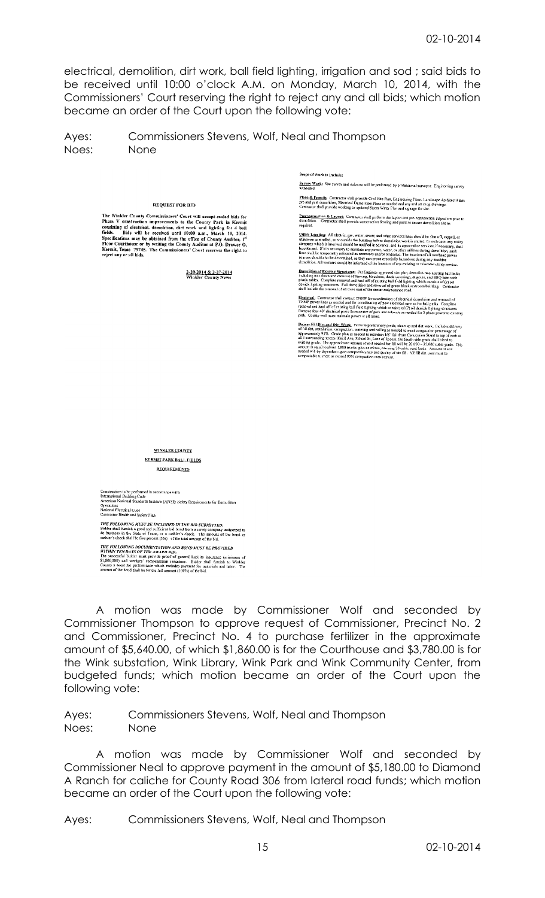electrical, demolition, dirt work, ball field lighting, irrigation and sod ; said bids to be received until 10:00 o'clock A.M. on Monday, March 10, 2014, with the Commissioners' Court reserving the right to reject any and all bids; which motion became an order of the Court upon the following vote:

Ayes: Commissioners Stevens, Wolf, Neal and Thompson
Noes: None

**REQUEST FOR BID**

The Winkler County Commissioners' Court will accept sealed bids for Phase V construction improvements to the County Park in Kermit consisting of electrical, demolition, dirt work and lighting for 4 ball fields. Bids will be received until 10:00 a.m., March 10, 2014. Specifications may be obtained from the office of County Auditor, 1st Floor Courthouse or by writing the County Auditor at P.O. Drawer O, Kermit, Texas 79745. The Commissioners' Court reserves the right to reject any or all bids.

2-20-2014 & 2-27-2014
Winkler County News

**Scope of Work to Include:**

**Survey Work:** Site survey and stakeout will be performed by professional surveyor. Engineering survey as needed.

**Plans & Permits:** Contractor shall provide Civil Site Plan, Engineering Plans, Landscape Architect Plans, pre and post demolition, Electrical Demolition Plans as needed and any and all shop drawings. Contractor shall provide working or updated Storm Water Plan and signage for site.

**Preconstruction & Layout:** Contractor shall perform the layout and pre-construction inspection prior to demolition. Contractor shall provide construction fencing and posts to secure demolition site as required.

**Utility Locating:** All electric, gas, water, sewer, and other services lines should be shut off, capped, or otherwise controlled, at or outside the building before demolition work is started. In each case, any utility company which is involved should be notified in advance, and its approval or services, if necessary, shall be obtained. If it is necessary to maintain any power, water, or other utilities during demolition, such lines shall be temporarily relocated as necessary and/or protected. The location of all overhead power sources should also be determined, as they can prove especially hazardous during any machine demolition. All workers should be informed of the location of any existing or relocated utility service.

**Demolition of Existing Structures:** Per Engineer approved site plan, demolish two existing ball fields including tear down and removal of fencing, bleachers, shade coverings, dugouts, and BBQ barn with picnic tables. Complete removal and haul off of existing ball field lighting which consists of (7) oil derrick lighting structures. Full demolition and removal of green block restroom building. Contractor shall include the removal of all trees east of the center maintenance road.

**Electrical:** Contractor shall contact TNMP for coordination of electrical demolition and removal of TNMP power lines as needed and for coordination of new electrical service for ball parks. Complete removal and haul off of existing ball field lighting which consists of (7) oil derrick lighting structures. Remove four 40' electrical posts from center of park and relocate as needed for 3 phase power to existing park. County well must maintain power at all times.

**Deliver Fill Dirt and Dirt Work:** Perform preliminary grade, clean up and dirt work. Includes delivery of fill dirt, installation, compaction, watering and rolling as needed to meet compaction percentage of approximately 95%. Grade plan as needed to maintain 18" fall from Concession Stand to top of curb at all 3 surrounding streets (Cecil Ave, School St, Lane of Roses); the fourth side grade shall blend to existing grade. The approximate amount of soil needed for fill will be 20,000 – 25,000 cubic yards. This amount is equal to about 1,000 trucks, plus or minus, carrying 20 cubic yard loads. Amount of soil needed will by dependent upon compaction rate and quality of the fill. All fill dirt used must be compactable to meet or exceed 95% compaction requirement.

**WINKLER COUNTY**
**KERMIT PARK BALL FIELDS**
**REQUIREMENTS**

Construction to be performed in accordance with:
International Building Code
American National Standards Institute (ANSI): Safety Requirements for Demolition Operations
National Electrical Code
Contractor Health and Safety Plan

***THE FOLLOWING MUST BE INCLUDED IN THE BID SUBMITTED:***
Bidder shall furnish a good and sufficient bid bond from a surety company authorized to do business in the State of Texas, or a cashier's check. The amount of the bond or cashier's check shall be five percent (5%) of the total amount of the bid.

***THE FOLLOWING DOCUMENTATION AND BOND MUST BE PROVIDED WITHIN TEN DAYS OF THE AWARD BID:***
The successful bidder must provide proof of general liability insurance (minimum of $1,000,000) and workers' compensation insurance. Bidder shall furnish to Winkler County a bond for performance which includes payment for materials and labor. The amount of the bond shall be for the full amount (100%) of the bid.

A motion was made by Commissioner Wolf and seconded by Commissioner Thompson to approve request of Commissioner, Precinct No. 2 and Commissioner, Precinct No. 4 to purchase fertilizer in the approximate amount of $5,640.00, of which $1,860.00 is for the Courthouse and $3,780.00 is for the Wink substation, Wink Library, Wink Park and Wink Community Center, from budgeted funds; which motion became an order of the Court upon the following vote:

Ayes: Commissioners Stevens, Wolf, Neal and Thompson
Noes: None

A motion was made by Commissioner Wolf and seconded by Commissioner Neal to approve payment in the amount of $5,180.00 to Diamond A Ranch for caliche for County Road 306 from lateral road funds; which motion became an order of the Court upon the following vote:

Ayes: Commissioners Stevens, Wolf, Neal and Thompson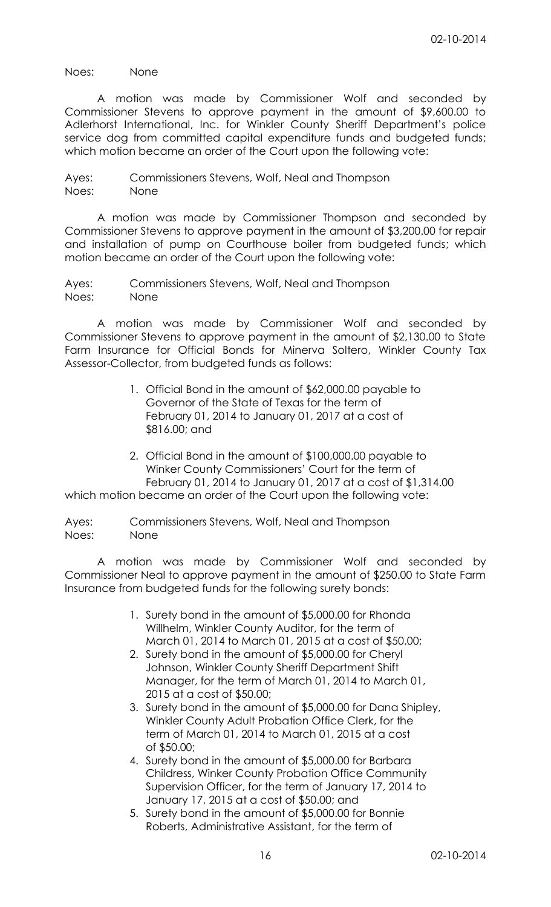Noes: None

A motion was made by Commissioner Wolf and seconded by Commissioner Stevens to approve payment in the amount of $9,600.00 to Adlerhorst International, Inc. for Winkler County Sheriff Department's police service dog from committed capital expenditure funds and budgeted funds; which motion became an order of the Court upon the following vote:

Ayes: Commissioners Stevens, Wolf, Neal and Thompson
Noes: None

A motion was made by Commissioner Thompson and seconded by Commissioner Stevens to approve payment in the amount of $3,200.00 for repair and installation of pump on Courthouse boiler from budgeted funds; which motion became an order of the Court upon the following vote:

Ayes: Commissioners Stevens, Wolf, Neal and Thompson
Noes: None

A motion was made by Commissioner Wolf and seconded by Commissioner Stevens to approve payment in the amount of $2,130.00 to State Farm Insurance for Official Bonds for Minerva Soltero, Winkler County Tax Assessor-Collector, from budgeted funds as follows:

1. Official Bond in the amount of $62,000.00 payable to Governor of the State of Texas for the term of February 01, 2014 to January 01, 2017 at a cost of $816.00; and
2. Official Bond in the amount of $100,000.00 payable to Winker County Commissioners' Court for the term of February 01, 2014 to January 01, 2017 at a cost of $1,314.00

which motion became an order of the Court upon the following vote:

Ayes: Commissioners Stevens, Wolf, Neal and Thompson
Noes: None

A motion was made by Commissioner Wolf and seconded by Commissioner Neal to approve payment in the amount of $250.00 to State Farm Insurance from budgeted funds for the following surety bonds:

1. Surety bond in the amount of $5,000.00 for Rhonda Willhelm, Winkler County Auditor, for the term of March 01, 2014 to March 01, 2015 at a cost of $50.00;
2. Surety bond in the amount of $5,000.00 for Cheryl Johnson, Winkler County Sheriff Department Shift Manager, for the term of March 01, 2014 to March 01, 2015 at a cost of $50.00;
3. Surety bond in the amount of $5,000.00 for Dana Shipley, Winkler County Adult Probation Office Clerk, for the term of March 01, 2014 to March 01, 2015 at a cost of $50.00;
4. Surety bond in the amount of $5,000.00 for Barbara Childress, Winker County Probation Office Community Supervision Officer, for the term of January 17, 2014 to January 17, 2015 at a cost of $50.00; and
5. Surety bond in the amount of $5,000.00 for Bonnie Roberts, Administrative Assistant, for the term of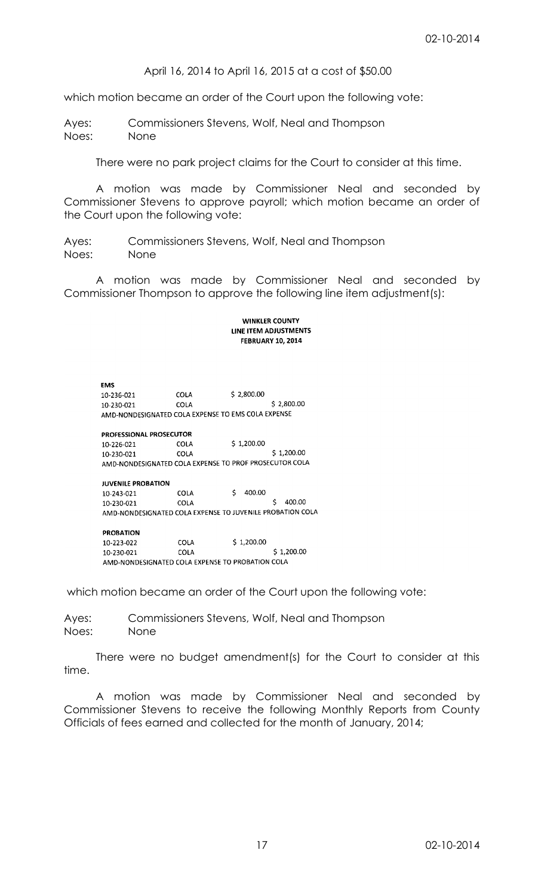April 16, 2014 to April 16, 2015 at a cost of $50.00

which motion became an order of the Court upon the following vote:

Ayes: Commissioners Stevens, Wolf, Neal and Thompson
Noes: None

There were no park project claims for the Court to consider at this time.

A motion was made by Commissioner Neal and seconded by Commissioner Stevens to approve payroll; which motion became an order of the Court upon the following vote:

Ayes: Commissioners Stevens, Wolf, Neal and Thompson
Noes: None

A motion was made by Commissioner Neal and seconded by Commissioner Thompson to approve the following line item adjustment(s):

**WINKLER COUNTY**
**LINE ITEM ADJUSTMENTS**
**FEBRUARY 10, 2014**

| | | | |
|---|---|---|---|
| **EMS** | | | |
| 10-236-021 | COLA | $ 2,800.00 | |
| 10-230-021 | COLA | | $ 2,800.00 |
| AMD-NONDESIGNATED COLA EXPENSE TO EMS COLA EXPENSE | | | |
| **PROFESSIONAL PROSECUTOR** | | | |
| 10-226-021 | COLA | $ 1,200.00 | |
| 10-230-021 | COLA | | $ 1,200.00 |
| AMD-NONDESIGNATED COLA EXPENSE TO PROF PROSECUTOR COLA | | | |
| **JUVENILE PROBATION** | | | |
| 10-243-021 | COLA | $ 400.00 | |
| 10-230-021 | COLA | | $ 400.00 |
| AMD-NONDESIGNATED COLA EXPENSE TO JUVENILE PROBATION COLA | | | |
| **PROBATION** | | | |
| 10-223-022 | COLA | $ 1,200.00 | |
| 10-230-021 | COLA | | $ 1,200.00 |
| AMD-NONDESIGNATED COLA EXPENSE TO PROBATION COLA | | | |

which motion became an order of the Court upon the following vote:

Ayes: Commissioners Stevens, Wolf, Neal and Thompson
Noes: None

There were no budget amendment(s) for the Court to consider at this time.

A motion was made by Commissioner Neal and seconded by Commissioner Stevens to receive the following Monthly Reports from County Officials of fees earned and collected for the month of January, 2014;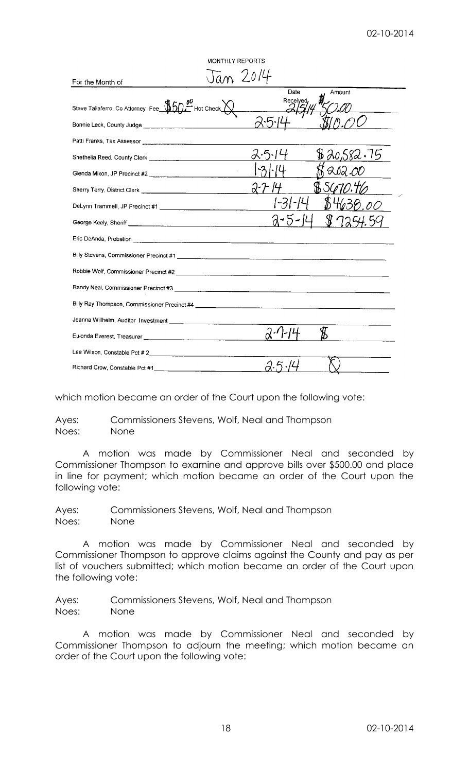MONTHLY REPORTS

For the Month of Jan 2014

| | Date Received | Amount |
|---|---|---|
| Steve Taliaferro, Co Attorney Fee $50.00 Hot Check X | 2/5/14 | $50.00 |
| Bonnie Leck, County Judge | 2-5-14 | $10.00 |
| Patti Franks, Tax Assessor | | |
| Shethelia Reed, County Clerk | 2-5-14 | $20,582.75 |
| Glenda Mixon, JP Precinct #2 | 1-31-14 | $262.00 |
| Sherry Terry, District Clerk | 2-7-14 | $5670.46 |
| DeLynn Trammell, JP Precinct #1 | 1-31-14 | $4638.00 |
| George Keely, Sheriff | 2-5-14 | $7254.59 |
| Eric DeAnda, Probation | | |
| Billy Stevens, Commissioner Precinct #1 | | |
| Robbie Wolf, Commissioner Precinct #2 | | |
| Randy Neal, Commissioner Precinct #3 | | |
| Billy Ray Thompson, Commissioner Precinct #4 | | |
| Jeanna Willhelm, Auditor Investment | | |
| Eulonda Everest, Treasurer | 2-7-14 | $ |
| Lee Wilson, Constable Pct # 2 | | |
| Richard Crow, Constable Pct #1 | 2-5-14 | X |

which motion became an order of the Court upon the following vote:

Ayes: Commissioners Stevens, Wolf, Neal and Thompson
Noes: None

A motion was made by Commissioner Neal and seconded by Commissioner Thompson to examine and approve bills over $500.00 and place in line for payment; which motion became an order of the Court upon the following vote:

Ayes: Commissioners Stevens, Wolf, Neal and Thompson
Noes: None

A motion was made by Commissioner Neal and seconded by Commissioner Thompson to approve claims against the County and pay as per list of vouchers submitted; which motion became an order of the Court upon the following vote:

Ayes: Commissioners Stevens, Wolf, Neal and Thompson
Noes: None

A motion was made by Commissioner Neal and seconded by Commissioner Thompson to adjourn the meeting; which motion became an order of the Court upon the following vote: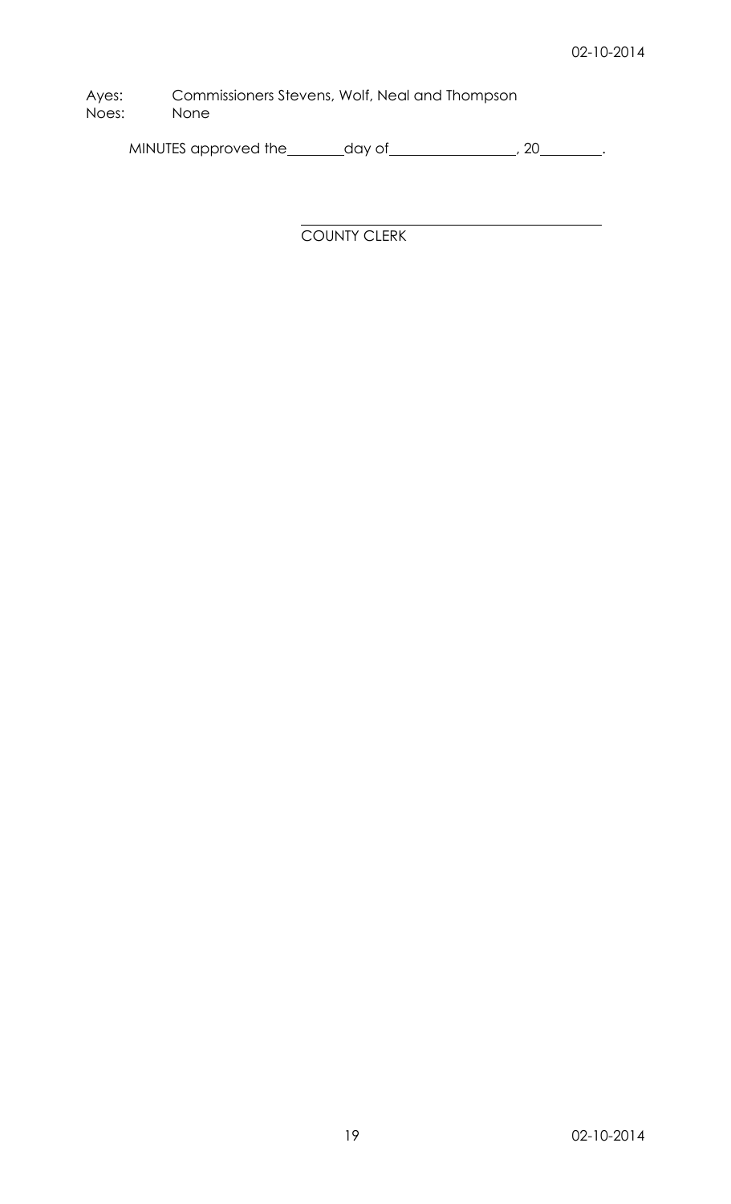Ayes: Commissioners Stevens, Wolf, Neal and Thompson
Noes: None

MINUTES approved the\_\_\_\_\_\_\_\_day of\_\_\_\_\_\_\_\_\_\_\_\_\_\_\_\_\_\_, 20\_\_\_\_\_\_\_\_\_.

\_\_\_\_\_\_\_\_\_\_\_\_\_\_\_\_\_\_\_\_\_\_\_\_\_\_\_\_\_\_\_\_\_\_\_\_\_\_\_\_\_\_\_\_
COUNTY CLERK